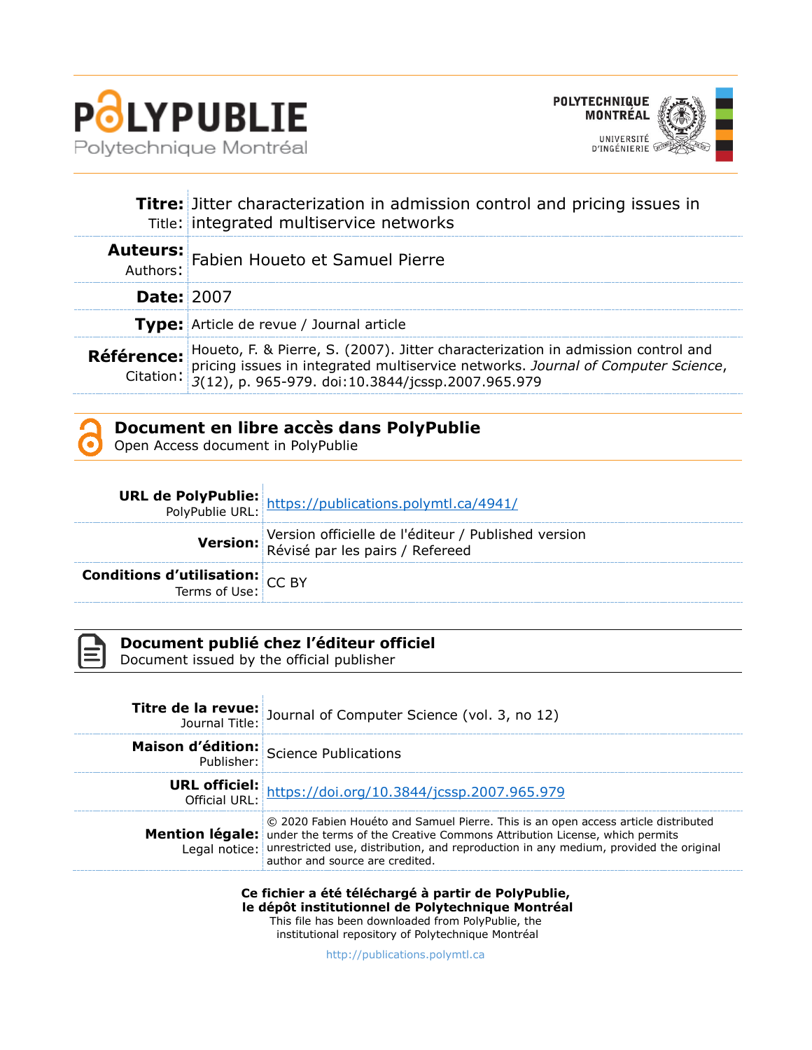# PolyPublie

Polytechnique Montréal

POLYTECHNIQUE MONTRÉAL

UNIVERSITÉ D'INGÉNIERIE

| | |
|---|---|
| **Titre:** Title: | Jitter characterization in admission control and pricing issues in integrated multiservice networks |
| **Auteurs:** Authors: | Fabien Houeto et Samuel Pierre |
| **Date:** | 2007 |
| **Type:** | Article de revue / Journal article |
| **Référence:** Citation: | Houeto, F. & Pierre, S. (2007). Jitter characterization in admission control and pricing issues in integrated multiservice networks. *Journal of Computer Science*, *3*(12), p. 965-979. doi:10.3844/jcssp.2007.965.979 |

## Document en libre accès dans PolyPublie

Open Access document in PolyPublie

| | |
|---|---|
| **URL de PolyPublie:** PolyPublie URL: | https://publications.polymtl.ca/4941/ |
| **Version:** | Version officielle de l'éditeur / Published version Révisé par les pairs / Refereed |
| **Conditions d'utilisation:** Terms of Use: | CC BY |

## Document publié chez l'éditeur officiel

Document issued by the official publisher

| | |
|---|---|
| **Titre de la revue:** Journal Title: | Journal of Computer Science (vol. 3, no 12) |
| **Maison d'édition:** Publisher: | Science Publications |
| **URL officiel:** Official URL: | https://doi.org/10.3844/jcssp.2007.965.979 |
| **Mention légale:** Legal notice: | © 2020 Fabien Houéto and Samuel Pierre. This is an open access article distributed under the terms of the Creative Commons Attribution License, which permits unrestricted use, distribution, and reproduction in any medium, provided the original author and source are credited. |

**Ce fichier a été téléchargé à partir de PolyPublie, le dépôt institutionnel de Polytechnique Montréal**

This file has been downloaded from PolyPublie, the institutional repository of Polytechnique Montréal

http://publications.polymtl.ca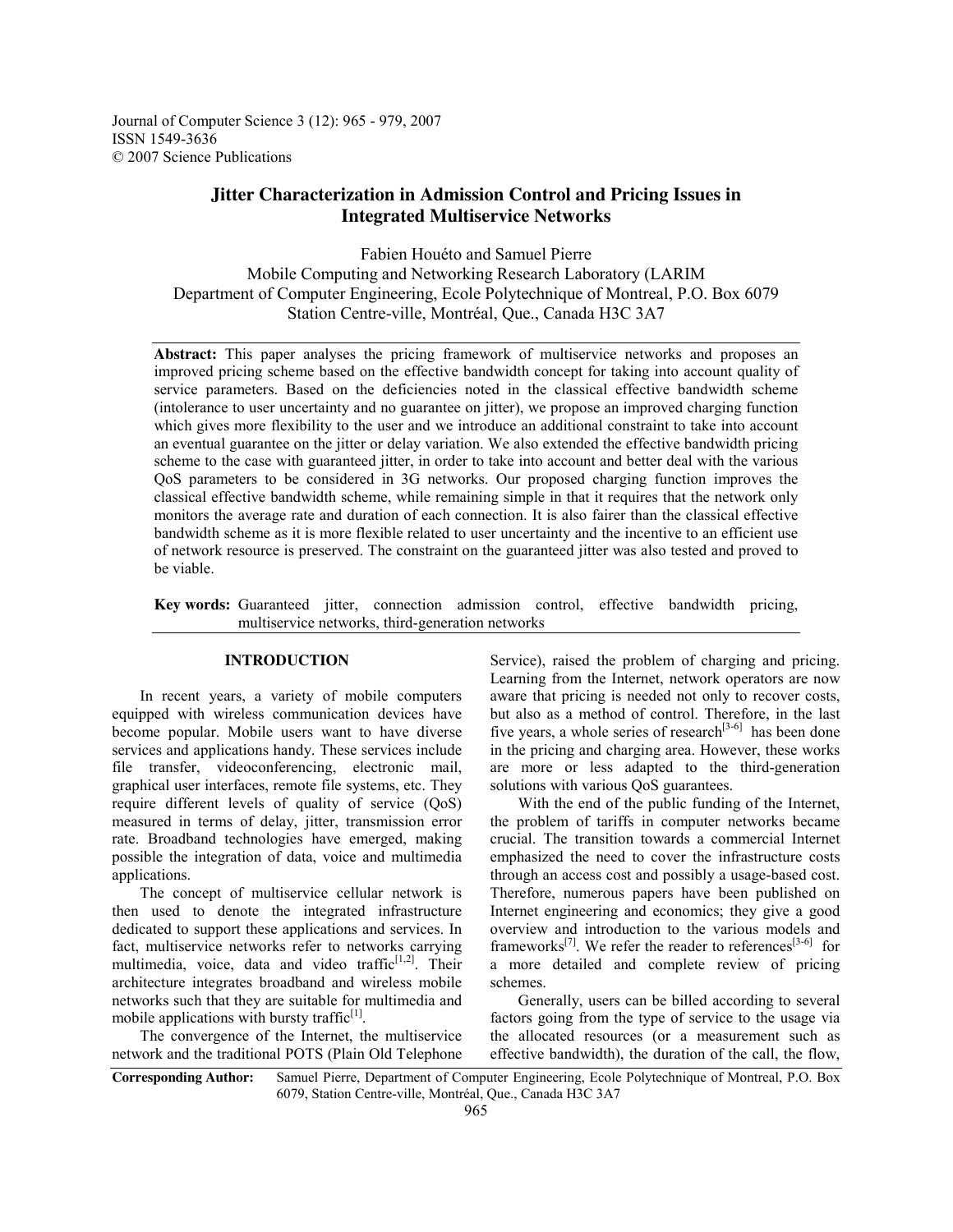# Jitter Characterization in Admission Control and Pricing Issues in Integrated Multiservice Networks

Fabien Houéto and Samuel Pierre
Mobile Computing and Networking Research Laboratory (LARIM
Department of Computer Engineering, Ecole Polytechnique of Montreal, P.O. Box 6079
Station Centre-ville, Montréal, Que., Canada H3C 3A7

**Abstract:** This paper analyses the pricing framework of multiservice networks and proposes an improved pricing scheme based on the effective bandwidth concept for taking into account quality of service parameters. Based on the deficiencies noted in the classical effective bandwidth scheme (intolerance to user uncertainty and no guarantee on jitter), we propose an improved charging function which gives more flexibility to the user and we introduce an additional constraint to take into account an eventual guarantee on the jitter or delay variation. We also extended the effective bandwidth pricing scheme to the case with guaranteed jitter, in order to take into account and better deal with the various QoS parameters to be considered in 3G networks. Our proposed charging function improves the classical effective bandwidth scheme, while remaining simple in that it requires that the network only monitors the average rate and duration of each connection. It is also fairer than the classical effective bandwidth scheme as it is more flexible related to user uncertainty and the incentive to an efficient use of network resource is preserved. The constraint on the guaranteed jitter was also tested and proved to be viable.

**Key words:** Guaranteed jitter, connection admission control, effective bandwidth pricing, multiservice networks, third-generation networks

## INTRODUCTION

In recent years, a variety of mobile computers equipped with wireless communication devices have become popular. Mobile users want to have diverse services and applications handy. These services include file transfer, videoconferencing, electronic mail, graphical user interfaces, remote file systems, etc. They require different levels of quality of service (QoS) measured in terms of delay, jitter, transmission error rate. Broadband technologies have emerged, making possible the integration of data, voice and multimedia applications.

The concept of multiservice cellular network is then used to denote the integrated infrastructure dedicated to support these applications and services. In fact, multiservice networks refer to networks carrying multimedia, voice, data and video traffic[1,2]. Their architecture integrates broadband and wireless mobile networks such that they are suitable for multimedia and mobile applications with bursty traffic[1].

The convergence of the Internet, the multiservice network and the traditional POTS (Plain Old Telephone Service), raised the problem of charging and pricing. Learning from the Internet, network operators are now aware that pricing is needed not only to recover costs, but also as a method of control. Therefore, in the last five years, a whole series of research[3-6] has been done in the pricing and charging area. However, these works are more or less adapted to the third-generation solutions with various QoS guarantees.

With the end of the public funding of the Internet, the problem of tariffs in computer networks became crucial. The transition towards a commercial Internet emphasized the need to cover the infrastructure costs through an access cost and possibly a usage-based cost. Therefore, numerous papers have been published on Internet engineering and economics; they give a good overview and introduction to the various models and frameworks[7]. We refer the reader to references[3-6] for a more detailed and complete review of pricing schemes.

Generally, users can be billed according to several factors going from the type of service to the usage via the allocated resources (or a measurement such as effective bandwidth), the duration of the call, the flow,

**Corresponding Author:** Samuel Pierre, Department of Computer Engineering, Ecole Polytechnique of Montreal, P.O. Box 6079, Station Centre-ville, Montréal, Que., Canada H3C 3A7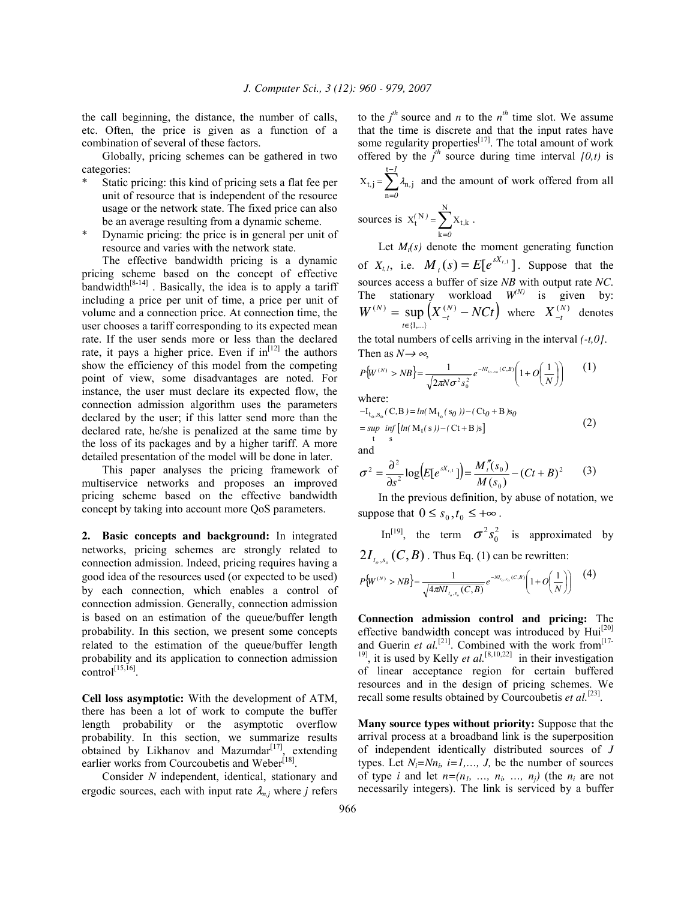the call beginning, the distance, the number of calls, etc. Often, the price is given as a function of a combination of several of these factors.

Globally, pricing schemes can be gathered in two categories:

* Static pricing: this kind of pricing sets a flat fee per unit of resource that is independent of the resource usage or the network state. The fixed price can also be an average resulting from a dynamic scheme.
* Dynamic pricing: the price is in general per unit of resource and varies with the network state.

The effective bandwidth pricing is a dynamic pricing scheme based on the concept of effective bandwidth[8-14]. Basically, the idea is to apply a tariff including a price per unit of time, a price per unit of volume and a connection price. At connection time, the user chooses a tariff corresponding to its expected mean rate. If the user sends more or less than the declared rate, it pays a higher price. Even if in[12] the authors show the efficiency of this model from the competing point of view, some disadvantages are noted. For instance, the user must declare its expected flow, the connection admission algorithm uses the parameters declared by the user; if this latter send more than the declared rate, he/she is penalized at the same time by the loss of its packages and by a higher tariff. A more detailed presentation of the model will be done in later.

This paper analyses the pricing framework of multiservice networks and proposes an improved pricing scheme based on the effective bandwidth concept by taking into account more QoS parameters.

**2. Basic concepts and background:** In integrated networks, pricing schemes are strongly related to connection admission. Indeed, pricing requires having a good idea of the resources used (or expected to be used) by each connection, which enables a control of connection admission. Generally, connection admission is based on an estimation of the queue/buffer length probability. In this section, we present some concepts related to the estimation of the queue/buffer length probability and its application to connection admission control[15,16].

**Cell loss asymptotic:** With the development of ATM, there has been a lot of work to compute the buffer length probability or the asymptotic overflow probability. In this section, we summarize results obtained by Likhanov and Mazumdar[17], extending earlier works from Courcoubetis and Weber[18].

Consider $N$ independent, identical, stationary and ergodic sources, each with input rate $\lambda_{n,j}$ where $j$ refers to the $j^{th}$ source and $n$ to the $n^{th}$ time slot. We assume that the time is discrete and that the input rates have some regularity properties[17]. The total amount of work offered by the $j^{th}$ source during time interval $[0,t)$ is $X_{t,j} = \sum_{n=0}^{t-1} \lambda_{n,j}$ and the amount of work offered from all sources is $X_t^{(N)} = \sum_{k=0}^{N} X_{t,k}$.

Let $M_t(s)$ denote the moment generating function of $X_{t,1}$, i.e. $M_t(s) = E[e^{sX_{t,1}}]$. Suppose that the sources access a buffer of size $NB$ with output rate $NC$. The stationary workload $W^{(N)}$ is given by: $W^{(N)} = \sup_{t \in \{1,\ldots\}} \left( X_{-t}^{(N)} - NCt \right)$ where $X_{-t}^{(N)}$ denotes the total numbers of cells arriving in the interval $(-t,0]$. Then as $N \to \infty$,

$$P\{W^{(N)} > NB\} = \frac{1}{\sqrt{2\pi N \sigma^2 s_0^2}} e^{-NI_{t_o,s_o}(C,B)} \left(1 + O\left(\frac{1}{N}\right)\right) \quad (1)$$

where:

$$\begin{aligned} -I_{t_o,s_o}(C,B) &= ln(M_{t_o}(s_0)) - (Ct_0 + B)s_0 \\ &= \sup_t \inf_s \left[ ln(M_t(s)) - (Ct + B)s \right] \end{aligned} \quad (2)$$

and

$$\sigma^2 = \frac{\partial^2}{\partial s^2} \log\left(E[e^{sX_{t,1}}]\right) = \frac{M_t''(s_0)}{M(s_0)} - (Ct + B)^2 \quad (3)$$

In the previous definition, by abuse of notation, we suppose that $0 \le s_0, t_0 \le +\infty$.

In[19], the term $\sigma^2 s_0^2$ is approximated by $2I_{t_o,s_o}(C,B)$. Thus Eq. (1) can be rewritten:

$$P\{W^{(N)} > NB\} = \frac{1}{\sqrt{4\pi N I_{t_o,s_o}(C,B)}} e^{-NI_{t_o,s_o}(C,B)} \left(1 + O\left(\frac{1}{N}\right)\right) \quad (4)$$

**Connection admission control and pricing:** The effective bandwidth concept was introduced by Hui[20] and Guerin *et al.*[21]. Combined with the work from[17-19], it is used by Kelly *et al.*[8,10,22] in their investigation of linear acceptance region for certain buffered resources and in the design of pricing schemes. We recall some results obtained by Courcoubetis *et al.*[23].

**Many source types without priority:** Suppose that the arrival process at a broadband link is the superposition of independent identically distributed sources of $J$ types. Let $N_i = Nn_i$, $i = 1, \ldots, J$, be the number of sources of type $i$ and let $n = (n_1, \ldots, n_i, \ldots, n_j)$ (the $n_i$ are not necessarily integers). The link is serviced by a buffer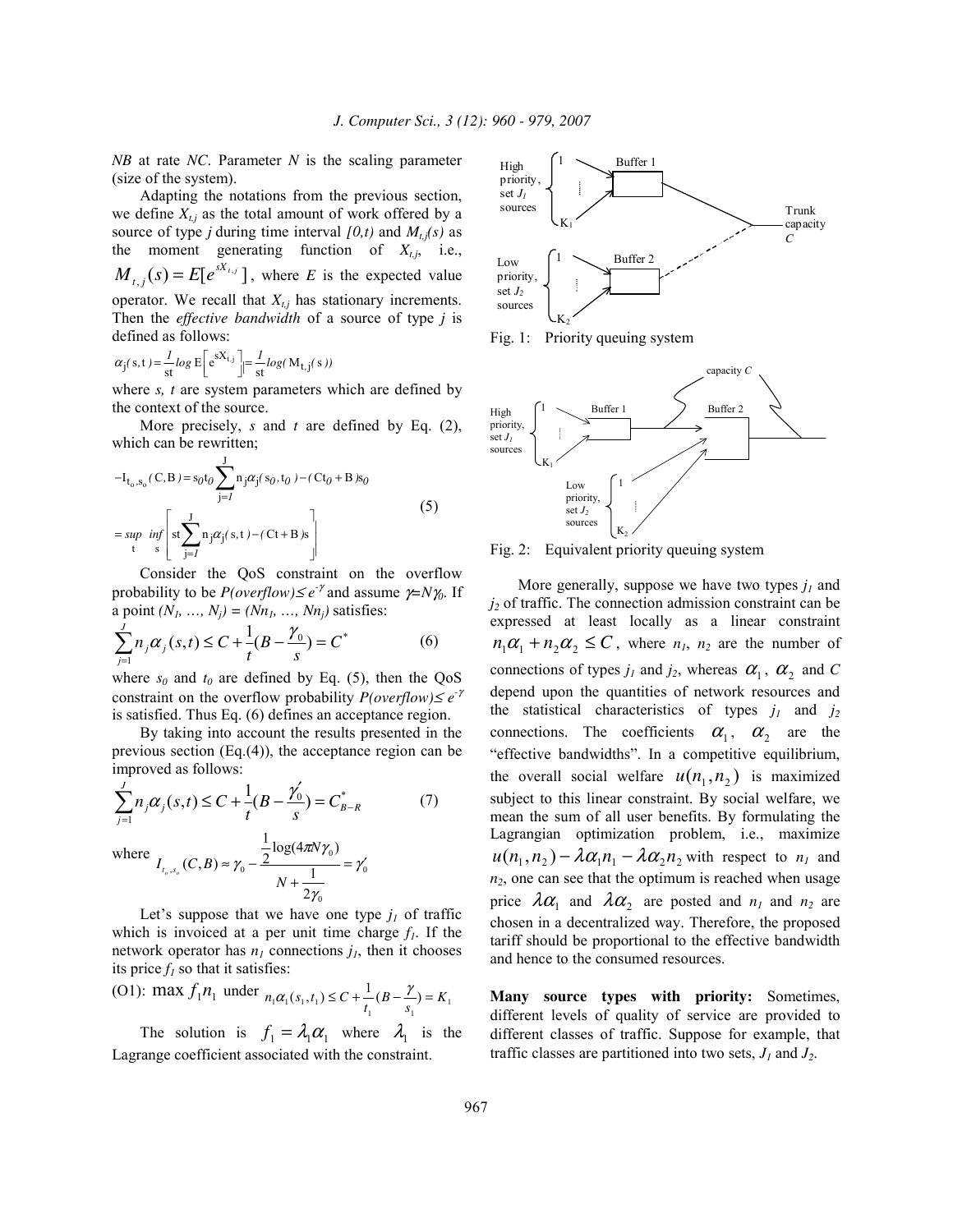*NB* at rate *NC*. Parameter *N* is the scaling parameter (size of the system).

Adapting the notations from the previous section, we define $X_{t,j}$ as the total amount of work offered by a source of type *j* during time interval *[0,t)* and $M_{t,j}(s)$ as the moment generating function of $X_{t,j}$, i.e., $M_{t,j}(s) = E[e^{sX_{t,j}}]$, where *E* is the expected value operator. We recall that $X_{t,j}$ has stationary increments. Then the *effective bandwidth* of a source of type *j* is defined as follows:

$$\alpha_j(s,t) = \frac{1}{st} \log E\left[e^{sX_{t,j}}\right] = \frac{1}{st} \log(M_{t,j}(s))$$

where *s, t* are system parameters which are defined by the context of the source.

More precisely, *s* and *t* are defined by Eq. (2), which can be rewritten;

$$\begin{aligned} -I_{t_o,s_o}(C,B) &= s_0 t_0 \sum_{j=1}^{J} n_j \alpha_j(s_0,t_0) - (Ct_0 + B)s_0 \\ &= \sup_t \inf_s \left[ st \sum_{j=1}^{J} n_j \alpha_j(s,t) - (Ct + B)s \right] \end{aligned} \tag{5}$$

Consider the QoS constraint on the overflow probability to be $P(overflow) \le e^{-\gamma}$ and assume $\gamma = N\gamma_0$. If a point $(N_1, \ldots, N_j) = (Nn_1, \ldots, Nn_j)$ satisfies:

$$\sum_{j=1}^{J} n_j \alpha_j(s,t) \le C + \frac{1}{t}(B - \frac{\gamma_0}{s}) = C^* \tag{6}$$

where $s_0$ and $t_0$ are defined by Eq. (5), then the QoS constraint on the overflow probability $P(overflow) \le e^{-\gamma}$ is satisfied. Thus Eq. (6) defines an acceptance region.

By taking into account the results presented in the previous section (Eq.(4)), the acceptance region can be improved as follows:

$$\sum_{j=1}^{J} n_j \alpha_j(s,t) \le C + \frac{1}{t}(B - \frac{\gamma_0'}{s}) = C^*_{B-R} \tag{7}$$

where $I_{t_o,s_o}(C,B) \approx \gamma_0 - \dfrac{\frac{1}{2}\log(4\pi N\gamma_0)}{N + \frac{1}{2\gamma_0}} = \gamma_0'$

Let's suppose that we have one type $j_1$ of traffic which is invoiced at a per unit time charge $f_1$. If the network operator has $n_1$ connections $j_1$, then it chooses its price $f_1$ so that it satisfies:

(O1): $\max f_1 n_1$ under $n_1\alpha_1(s_1,t_1) \le C + \frac{1}{t_1}(B - \frac{\gamma}{s_1}) = K_1$

The solution is $f_1 = \lambda_1 \alpha_1$ where $\lambda_1$ is the Lagrange coefficient associated with the constraint.

High priority, set $J_1$ sources
1
$K_1$
Buffer 1
Low priority, set $J_2$ sources
1
$K_2$
Buffer 2
Trunk capacity *C*

Fig. 1: Priority queuing system

capacity *C*
High priority, set $J_1$ sources
1
$K_1$
Buffer 1
Buffer 2
Low priority, set $J_2$ sources
1
$K_2$

Fig. 2: Equivalent priority queuing system

More generally, suppose we have two types $j_1$ and $j_2$ of traffic. The connection admission constraint can be expressed at least locally as a linear constraint $n_1\alpha_1 + n_2\alpha_2 \le C$, where $n_1$, $n_2$ are the number of connections of types $j_1$ and $j_2$, whereas $\alpha_1$, $\alpha_2$ and *C* depend upon the quantities of network resources and the statistical characteristics of types $j_1$ and $j_2$ connections. The coefficients $\alpha_1$, $\alpha_2$ are the "effective bandwidths". In a competitive equilibrium, the overall social welfare $u(n_1, n_2)$ is maximized subject to this linear constraint. By social welfare, we mean the sum of all user benefits. By formulating the Lagrangian optimization problem, i.e., maximize $u(n_1,n_2) - \lambda\alpha_1 n_1 - \lambda\alpha_2 n_2$ with respect to $n_1$ and $n_2$, one can see that the optimum is reached when usage price $\lambda\alpha_1$ and $\lambda\alpha_2$ are posted and $n_1$ and $n_2$ are chosen in a decentralized way. Therefore, the proposed tariff should be proportional to the effective bandwidth and hence to the consumed resources.

**Many source types with priority:** Sometimes, different levels of quality of service are provided to different classes of traffic. Suppose for example, that traffic classes are partitioned into two sets, $J_1$ and $J_2$.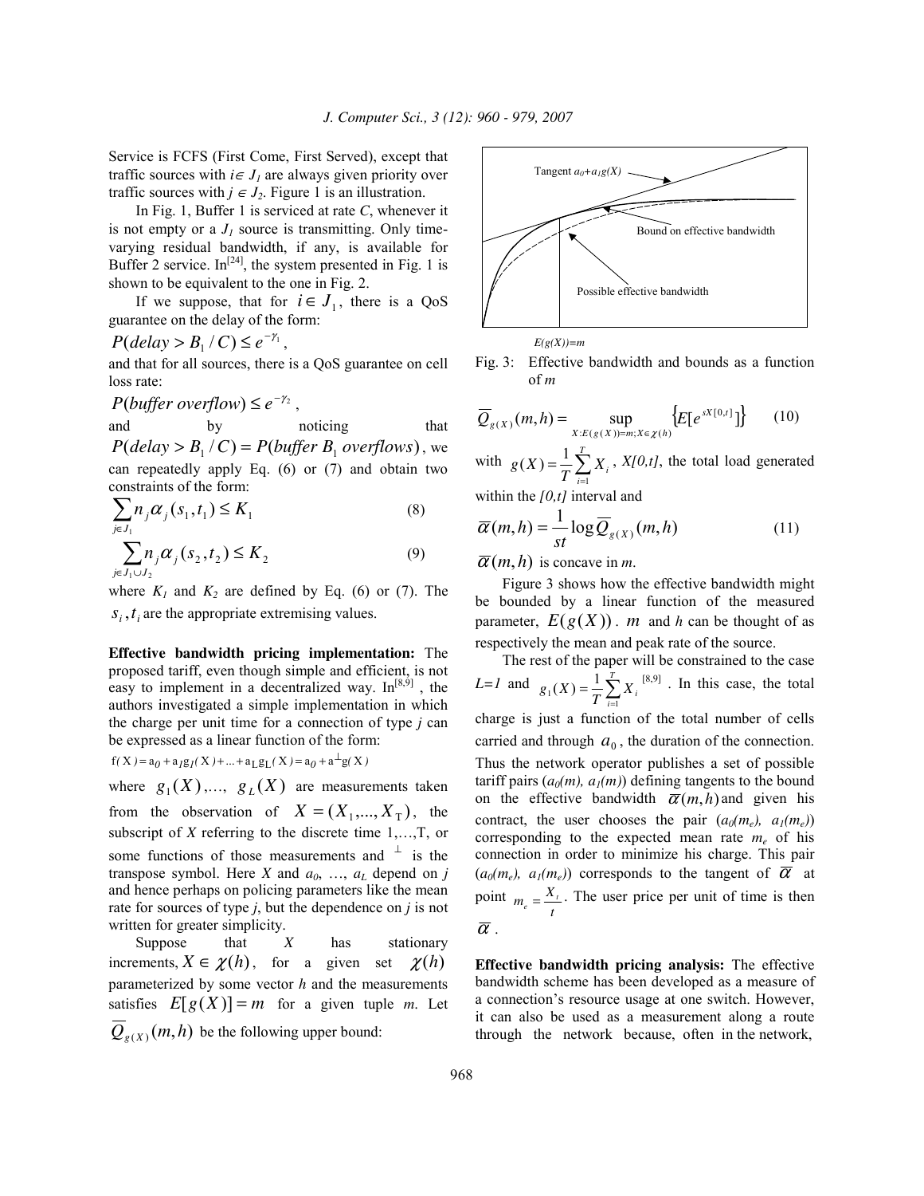Service is FCFS (First Come, First Served), except that traffic sources with $i \in J_1$ are always given priority over traffic sources with $j \in J_2$. Figure 1 is an illustration.

In Fig. 1, Buffer 1 is serviced at rate $C$, whenever it is not empty or a $J_1$ source is transmitting. Only time-varying residual bandwidth, if any, is available for Buffer 2 service. In[24], the system presented in Fig. 1 is shown to be equivalent to the one in Fig. 2.

If we suppose, that for $i \in J_1$, there is a QoS guarantee on the delay of the form:

$$P(delay > B_1 / C) \leq e^{-\gamma_1},$$

and that for all sources, there is a QoS guarantee on cell loss rate:

$$P(buffer\ overflow) \leq e^{-\gamma_2},$$

and by noticing that $P(delay > B_1 / C) = P(buffer\ B_1\ overflows)$, we can repeatedly apply Eq. (6) or (7) and obtain two constraints of the form:

$$\sum_{j \in J_1} n_j \alpha_j (s_1, t_1) \leq K_1 \tag{8}$$

$$\sum_{j \in J_1 \cup J_2} n_j \alpha_j (s_2, t_2) \leq K_2 \tag{9}$$

where $K_1$ and $K_2$ are defined by Eq. (6) or (7). The $s_i, t_i$ are the appropriate extremising values.

**Effective bandwidth pricing implementation:** The proposed tariff, even though simple and efficient, is not easy to implement in a decentralized way. In[8,9], the authors investigated a simple implementation in which the charge per unit time for a connection of type $j$ can be expressed as a linear function of the form:

$$f(X) = a_0 + a_1 g_1(X) + ... + a_L g_L(X) = a_0 + a^{\perp} g(X)$$

where $g_1(X), ..., g_L(X)$ are measurements taken from the observation of $X = (X_1, ..., X_T)$, the subscript of $X$ referring to the discrete time 1,…,T, or some functions of those measurements and $^{\perp}$ is the transpose symbol. Here $X$ and $a_0$, …, $a_L$ depend on $j$ and hence perhaps on policing parameters like the mean rate for sources of type $j$, but the dependence on $j$ is not written for greater simplicity.

Suppose that $X$ has stationary increments, $X \in \chi(h)$, for a given set $\chi(h)$ parameterized by some vector $h$ and the measurements satisfies $E[g(X)] = m$ for a given tuple $m$. Let $\overline{Q}_{g(X)}(m, h)$ be the following upper bound:

Tangent $a_0+a_1g(X)$

Bound on effective bandwidth

Possible effective bandwidth

$E(g(X))=m$

Fig. 3: Effective bandwidth and bounds as a function of $m$

$$\overline{Q}_{g(X)}(m, h) = \sup_{X: E(g(X))=m; X \in \chi(h)} \left\{ E[e^{sX[0,t]}] \right\} \tag{10}$$

with $g(X) = \frac{1}{T} \sum_{i=1}^{T} X_i$, $X[0,t]$, the total load generated within the $[0,t]$ interval and

$$\overline{\alpha}(m, h) = \frac{1}{st} \log \overline{Q}_{g(X)}(m, h) \tag{11}$$

$\overline{\alpha}(m, h)$ is concave in $m$.

Figure 3 shows how the effective bandwidth might be bounded by a linear function of the measured parameter, $E(g(X))$. $m$ and $h$ can be thought of as respectively the mean and peak rate of the source.

The rest of the paper will be constrained to the case $L=1$ and $g_1(X) = \frac{1}{T} \sum_{i=1}^{T} X_i$ [8,9]. In this case, the total charge is just a function of the total number of cells carried and through $a_0$, the duration of the connection. Thus the network operator publishes a set of possible tariff pairs ($a_0(m)$, $a_1(m)$) defining tangents to the bound on the effective bandwidth $\overline{\alpha}(m, h)$ and given his contract, the user chooses the pair ($a_0(m_e)$, $a_1(m_e)$) corresponding to the expected mean rate $m_e$ of his connection in order to minimize his charge. This pair ($a_0(m_e)$, $a_1(m_e)$) corresponds to the tangent of $\overline{\alpha}$ at point $m_e = \frac{X_t}{t}$. The user price per unit of time is then $\overline{\alpha}$.

**Effective bandwidth pricing analysis:** The effective bandwidth scheme has been developed as a measure of a connection's resource usage at one switch. However, it can also be used as a measurement along a route through the network because, often in the network,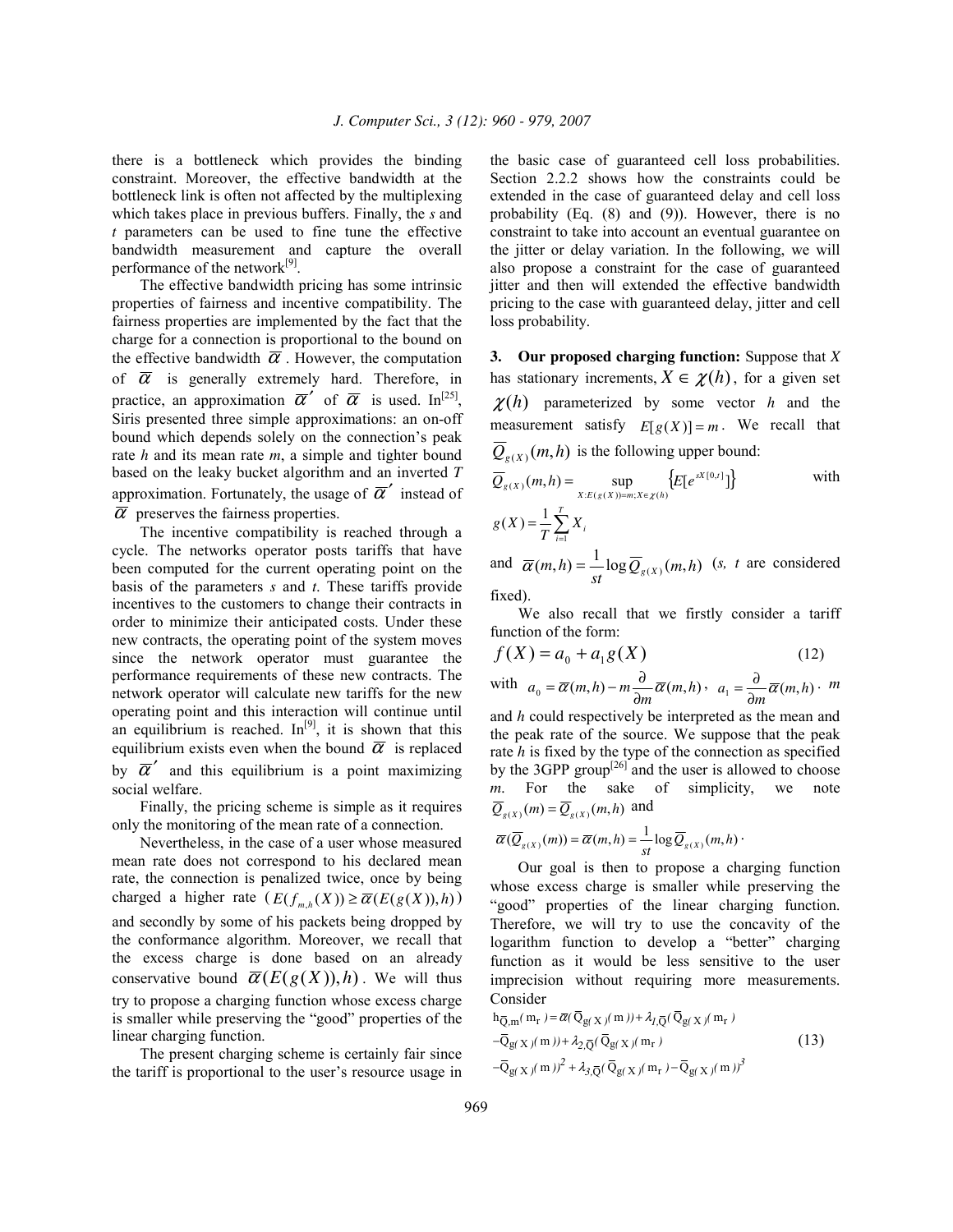there is a bottleneck which provides the binding constraint. Moreover, the effective bandwidth at the bottleneck link is often not affected by the multiplexing which takes place in previous buffers. Finally, the *s* and *t* parameters can be used to fine tune the effective bandwidth measurement and capture the overall performance of the network[9].

The effective bandwidth pricing has some intrinsic properties of fairness and incentive compatibility. The fairness properties are implemented by the fact that the charge for a connection is proportional to the bound on the effective bandwidth $\overline{\alpha}$ . However, the computation of $\overline{\alpha}$ is generally extremely hard. Therefore, in practice, an approximation $\overline{\alpha}'$ of $\overline{\alpha}$ is used. In[25], Siris presented three simple approximations: an on-off bound which depends solely on the connection's peak rate *h* and its mean rate *m*, a simple and tighter bound based on the leaky bucket algorithm and an inverted *T* approximation. Fortunately, the usage of $\overline{\alpha}'$ instead of $\overline{\alpha}$ preserves the fairness properties.

The incentive compatibility is reached through a cycle. The networks operator posts tariffs that have been computed for the current operating point on the basis of the parameters *s* and *t*. These tariffs provide incentives to the customers to change their contracts in order to minimize their anticipated costs. Under these new contracts, the operating point of the system moves since the network operator must guarantee the performance requirements of these new contracts. The network operator will calculate new tariffs for the new operating point and this interaction will continue until an equilibrium is reached. In[9], it is shown that this equilibrium exists even when the bound $\overline{\alpha}$ is replaced by $\overline{\alpha}'$ and this equilibrium is a point maximizing social welfare.

Finally, the pricing scheme is simple as it requires only the monitoring of the mean rate of a connection.

Nevertheless, in the case of a user whose measured mean rate does not correspond to his declared mean rate, the connection is penalized twice, once by being charged a higher rate ( $E(f_{m,h}(X)) \geq \overline{\alpha}(E(g(X)),h)$ ) and secondly by some of his packets being dropped by the conformance algorithm. Moreover, we recall that the excess charge is done based on an already conservative bound $\overline{\alpha}(E(g(X)),h)$. We will thus try to propose a charging function whose excess charge is smaller while preserving the "good" properties of the linear charging function.

The present charging scheme is certainly fair since the tariff is proportional to the user's resource usage in the basic case of guaranteed cell loss probabilities. Section 2.2.2 shows how the constraints could be extended in the case of guaranteed delay and cell loss probability (Eq. (8) and (9)). However, there is no constraint to take into account an eventual guarantee on the jitter or delay variation. In the following, we will also propose a constraint for the case of guaranteed jitter and then will extended the effective bandwidth pricing to the case with guaranteed delay, jitter and cell loss probability.

**3. Our proposed charging function:** Suppose that *X* has stationary increments, $X \in \chi(h)$, for a given set $\chi(h)$ parameterized by some vector *h* and the measurement satisfy $E[g(X)] = m$. We recall that $\overline{Q}_{g(X)}(m,h)$ is the following upper bound:

$$\overline{Q}_{g(X)}(m,h) = \sup_{X:E(g(X))=m;X\in\chi(h)} \left\{E[e^{sX[0,t]}]\right\} \quad \text{with}$$

$$g(X) = \frac{1}{T}\sum_{i=1}^{T} X_i$$

and $\overline{\alpha}(m,h) = \frac{1}{st}\log \overline{Q}_{g(X)}(m,h)$ (*s, t* are considered fixed).

We also recall that we firstly consider a tariff function of the form:

$$f(X) = a_0 + a_1 g(X) \tag{12}$$

with $a_0 = \overline{\alpha}(m,h) - m\frac{\partial}{\partial m}\overline{\alpha}(m,h)$, $a_1 = \frac{\partial}{\partial m}\overline{\alpha}(m,h)$. *m* and *h* could respectively be interpreted as the mean and the peak rate of the source. We suppose that the peak rate *h* is fixed by the type of the connection as specified by the 3GPP group[26] and the user is allowed to choose *m*. For the sake of simplicity, we note $\overline{Q}_{g(X)}(m) = \overline{Q}_{g(X)}(m,h)$ and

$$\overline{\alpha}(\overline{Q}_{g(X)}(m)) = \overline{\alpha}(m,h) = \frac{1}{st}\log \overline{Q}_{g(X)}(m,h).$$

Our goal is then to propose a charging function whose excess charge is smaller while preserving the "good" properties of the linear charging function. Therefore, we will try to use the concavity of the logarithm function to develop a "better" charging function as it would be less sensitive to the user imprecision without requiring more measurements. Consider

$$\begin{aligned} h_{\overline{Q},m}(m_r) &= \overline{\alpha}(\overline{Q}_{g(X)}(m)) + \lambda_{1,\overline{Q}}(\overline{Q}_{g(X)}(m_r) \\ &- \overline{Q}_{g(X)}(m)) + \lambda_{2,\overline{Q}}(\overline{Q}_{g(X)}(m_r) \\ &- \overline{Q}_{g(X)}(m))^2 + \lambda_{3,\overline{Q}}(\overline{Q}_{g(X)}(m_r) - \overline{Q}_{g(X)}(m))^3 \end{aligned} \tag{13}$$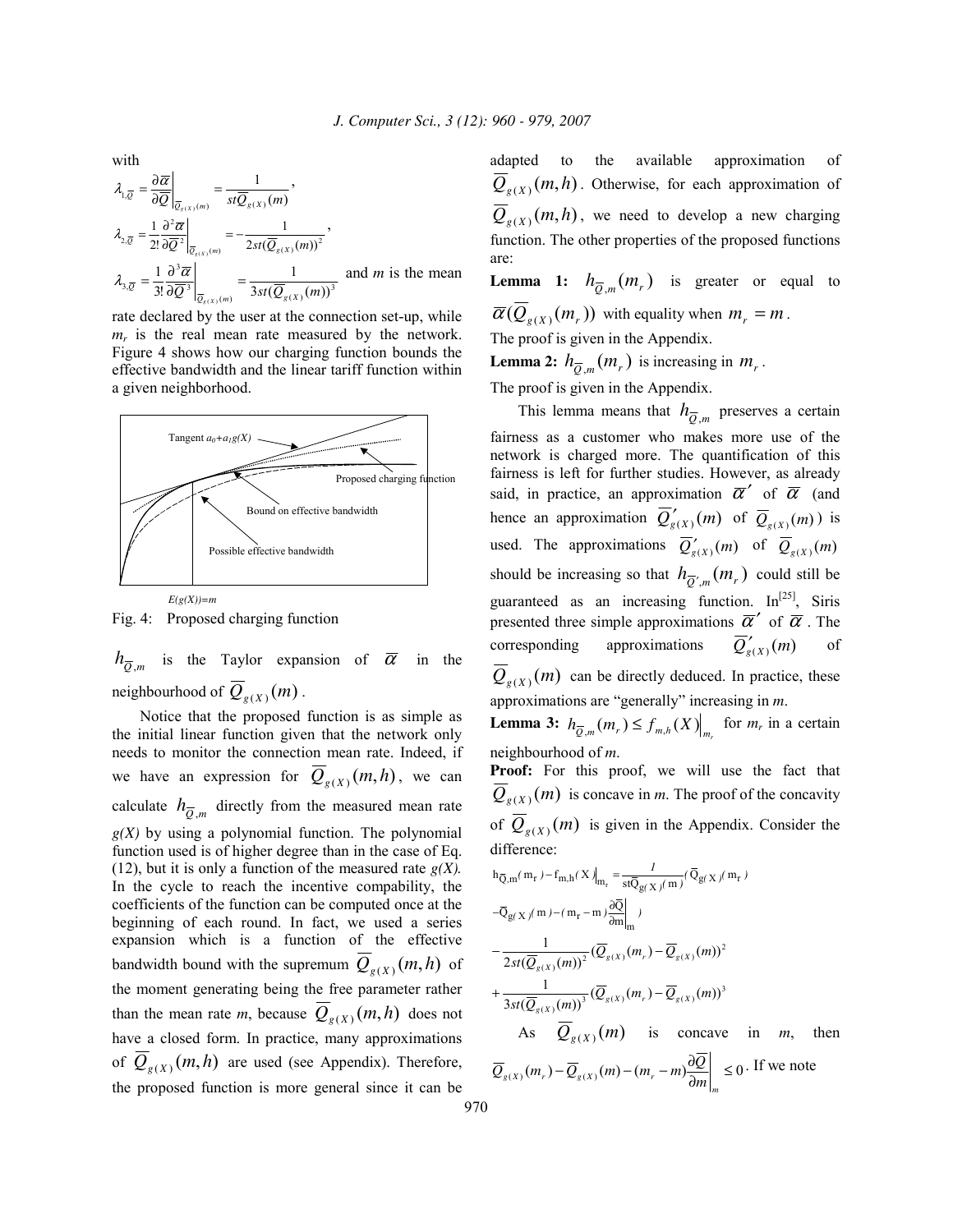with

$$\lambda_{1,\overline{Q}} = \frac{\partial \overline{\alpha}}{\partial \overline{Q}}\bigg|_{\overline{Q}_{g(X)}(m)} = \frac{1}{st\overline{Q}_{g(X)}(m)},$$

$$\lambda_{2,\overline{Q}} = \frac{1}{2!}\frac{\partial^2 \overline{\alpha}}{\partial \overline{Q}^2}\bigg|_{\overline{Q}_{g(X)}(m)} = -\frac{1}{2st(\overline{Q}_{g(X)}(m))^2},$$

$$\lambda_{3,\overline{Q}} = \frac{1}{3!}\frac{\partial^3 \overline{\alpha}}{\partial \overline{Q}^3}\bigg|_{\overline{Q}_{g(X)}(m)} = \frac{1}{3st(\overline{Q}_{g(X)}(m))^3}$$

and $m$ is the mean rate declared by the user at the connection set-up, while $m_r$ is the real mean rate measured by the network. Figure 4 shows how our charging function bounds the effective bandwidth and the linear tariff function within a given neighborhood.

Tangent $a_0+a_1g(X)$

Proposed charging function

Bound on effective bandwidth

Possible effective bandwidth

$E(g(X))=m$

Fig. 4: Proposed charging function

$h_{\overline{Q},m}$ is the Taylor expansion of $\overline{\alpha}$ in the neighbourhood of $\overline{Q}_{g(X)}(m)$.

Notice that the proposed function is as simple as the initial linear function given that the network only needs to monitor the connection mean rate. Indeed, if we have an expression for $\overline{Q}_{g(X)}(m,h)$, we can calculate $h_{\overline{Q},m}$ directly from the measured mean rate $g(X)$ by using a polynomial function. The polynomial function used is of higher degree than in the case of Eq. (12), but it is only a function of the measured rate $g(X)$. In the cycle to reach the incentive compability, the coefficients of the function can be computed once at the beginning of each round. In fact, we used a series expansion which is a function of the effective bandwidth bound with the supremum $\overline{Q}_{g(X)}(m,h)$ of the moment generating being the free parameter rather than the mean rate $m$, because $\overline{Q}_{g(X)}(m,h)$ does not have a closed form. In practice, many approximations of $\overline{Q}_{g(X)}(m,h)$ are used (see Appendix). Therefore, the proposed function is more general since it can be adapted to the available approximation of $\overline{Q}_{g(X)}(m,h)$. Otherwise, for each approximation of $\overline{Q}_{g(X)}(m,h)$, we need to develop a new charging function. The other properties of the proposed functions are:

**Lemma 1:** $h_{\overline{Q},m}(m_r)$ is greater or equal to $\overline{\alpha}(\overline{Q}_{g(X)}(m_r))$ with equality when $m_r = m$.

The proof is given in the Appendix.

**Lemma 2:** $h_{\overline{Q},m}(m_r)$ is increasing in $m_r$.

The proof is given in the Appendix.

This lemma means that $h_{\overline{Q},m}$ preserves a certain fairness as a customer who makes more use of the network is charged more. The quantification of this fairness is left for further studies. However, as already said, in practice, an approximation $\overline{\alpha}'$ of $\overline{\alpha}$ (and hence an approximation $\overline{Q}'_{g(X)}(m)$ of $\overline{Q}_{g(X)}(m)$) is used. The approximations $\overline{Q}'_{g(X)}(m)$ of $\overline{Q}_{g(X)}(m)$ should be increasing so that $h_{\overline{Q}',m}(m_r)$ could still be guaranteed as an increasing function. In[25], Siris presented three simple approximations $\overline{\alpha}'$ of $\overline{\alpha}$. The corresponding approximations $\overline{Q}'_{g(X)}(m)$ of $\overline{Q}_{g(X)}(m)$ can be directly deduced. In practice, these approximations are "generally" increasing in $m$.

**Lemma 3:** $h_{\overline{Q},m}(m_r) \le f_{m,h}(X)\big|_{m_r}$ for $m_r$ in a certain neighbourhood of $m$.

**Proof:** For this proof, we will use the fact that $\overline{Q}_{g(X)}(m)$ is concave in $m$. The proof of the concavity of $\overline{Q}_{g(X)}(m)$ is given in the Appendix. Consider the difference:

$$h_{\overline{Q},m}(m_r) - f_{m,h}(X)\big|_{m_r} = \frac{1}{st\overline{Q}_{g(X)}(m)}\Big(\overline{Q}_{g(X)}(m_r) - \overline{Q}_{g(X)}(m) - (m_r - m)\frac{\partial \overline{Q}}{\partial m}\bigg|_m\Big)$$

$$-\frac{1}{2st(\overline{Q}_{g(X)}(m))^2}(\overline{Q}_{g(X)}(m_r) - \overline{Q}_{g(X)}(m))^2$$

$$+\frac{1}{3st(\overline{Q}_{g(X)}(m))^3}(\overline{Q}_{g(X)}(m_r) - \overline{Q}_{g(X)}(m))^3$$

As $\overline{Q}_{g(X)}(m)$ is concave in $m$, then $\overline{Q}_{g(X)}(m_r) - \overline{Q}_{g(X)}(m) - (m_r - m)\frac{\partial \overline{Q}}{\partial m}\Big|_m \le 0$. If we note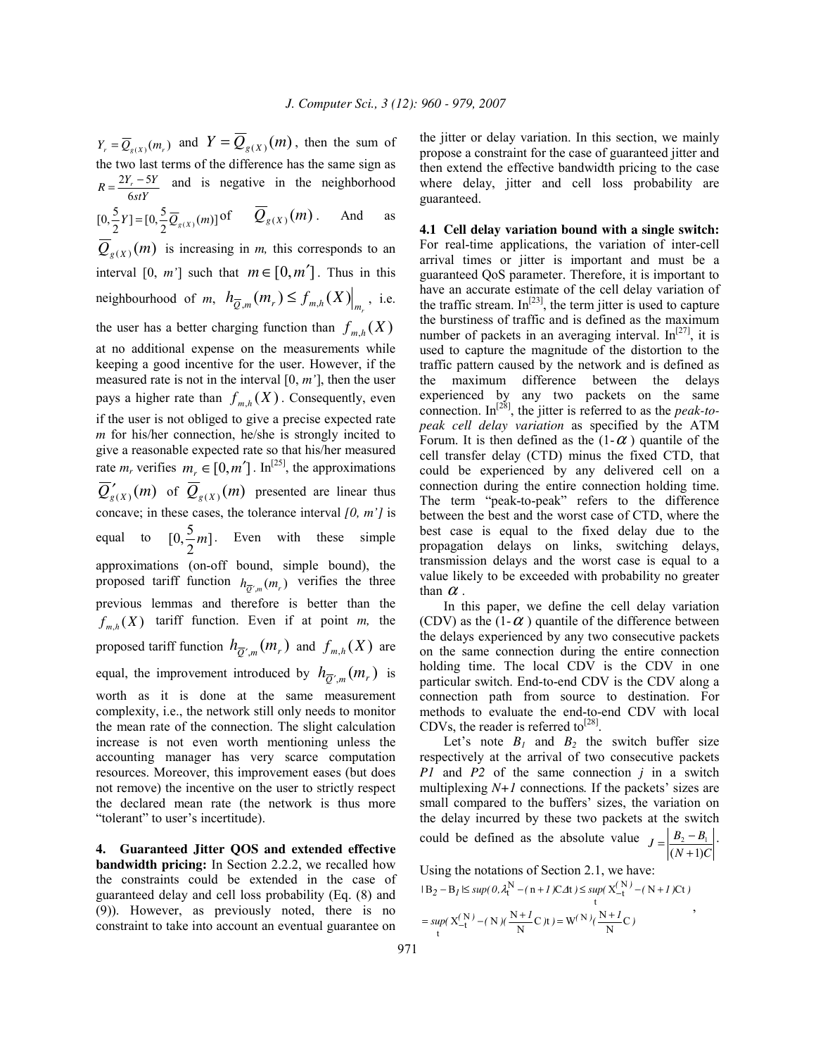$Y_r = \overline{Q}_{g(X)}(m_r)$ and $Y = \overline{Q}_{g(X)}(m)$, then the sum of the two last terms of the difference has the same sign as $R = \frac{2Y_r - 5Y}{6stY}$ and is negative in the neighborhood $[0, \frac{5}{2}Y] = [0, \frac{5}{2}\overline{Q}_{g(X)}(m)]$ of $\overline{Q}_{g(X)}(m)$. And as $\overline{Q}_{g(X)}(m)$ is increasing in *m,* this corresponds to an interval [0, *m'*] such that $m \in [0, m']$. Thus in this neighbourhood of *m*, $h_{\overline{Q},m}(m_r) \le f_{m,h}(X)\big|_{m_r}$, i.e. the user has a better charging function than $f_{m,h}(X)$ at no additional expense on the measurements while keeping a good incentive for the user. However, if the measured rate is not in the interval [0, *m'*], then the user pays a higher rate than $f_{m,h}(X)$. Consequently, even if the user is not obliged to give a precise expected rate *m* for his/her connection, he/she is strongly incited to give a reasonable expected rate so that his/her measured rate $m_r$ verifies $m_r \in [0, m']$. In[25], the approximations $\overline{Q}'_{g(X)}(m)$ of $\overline{Q}_{g(X)}(m)$ presented are linear thus concave; in these cases, the tolerance interval *[0, m']* is equal to $[0, \frac{5}{2}m]$. Even with these simple approximations (on-off bound, simple bound), the proposed tariff function $h_{\overline{Q}',m}(m_r)$ verifies the three previous lemmas and therefore is better than the $f_{m,h}(X)$ tariff function. Even if at point *m,* the proposed tariff function $h_{\overline{Q}',m}(m_r)$ and $f_{m,h}(X)$ are equal, the improvement introduced by $h_{\overline{Q}',m}(m_r)$ is worth as it is done at the same measurement complexity, i.e., the network still only needs to monitor the mean rate of the connection. The slight calculation increase is not even worth mentioning unless the accounting manager has very scarce computation resources. Moreover, this improvement eases (but does not remove) the incentive on the user to strictly respect the declared mean rate (the network is thus more "tolerant" to user's incertitude).

**4. Guaranteed Jitter QOS and extended effective bandwidth pricing:** In Section 2.2.2, we recalled how the constraints could be extended in the case of guaranteed delay and cell loss probability (Eq. (8) and (9)). However, as previously noted, there is no constraint to take into account an eventual guarantee on the jitter or delay variation. In this section, we mainly propose a constraint for the case of guaranteed jitter and then extend the effective bandwidth pricing to the case where delay, jitter and cell loss probability are guaranteed.

**4.1 Cell delay variation bound with a single switch:** For real-time applications, the variation of inter-cell arrival times or jitter is important and must be a guaranteed QoS parameter. Therefore, it is important to have an accurate estimate of the cell delay variation of the traffic stream. In[23], the term jitter is used to capture the burstiness of traffic and is defined as the maximum number of packets in an averaging interval. In[27], it is used to capture the magnitude of the distortion to the traffic pattern caused by the network and is defined as the maximum difference between the delays experienced by any two packets on the same connection. In[28], the jitter is referred to as the *peak-to-peak cell delay variation* as specified by the ATM Forum. It is then defined as the (1-$\alpha$) quantile of the cell transfer delay (CTD) minus the fixed CTD, that could be experienced by any delivered cell on a connection during the entire connection holding time. The term "peak-to-peak" refers to the difference between the best and the worst case of CTD, where the best case is equal to the fixed delay due to the propagation delays on links, switching delays, transmission delays and the worst case is equal to a value likely to be exceeded with probability no greater than $\alpha$.

In this paper, we define the cell delay variation (CDV) as the (1-$\alpha$) quantile of the difference between the delays experienced by any two consecutive packets on the same connection during the entire connection holding time. The local CDV is the CDV in one particular switch. End-to-end CDV is the CDV along a connection path from source to destination. For methods to evaluate the end-to-end CDV with local CDVs, the reader is referred to[28].

Let's note $B_1$ and $B_2$ the switch buffer size respectively at the arrival of two consecutive packets *P1* and *P2* of the same connection *j* in a switch multiplexing *N+1* connections. If the packets' sizes are small compared to the buffers' sizes, the variation on the delay incurred by these two packets at the switch could be defined as the absolute value $J = \left| \frac{B_2 - B_1}{(N+1)C} \right|$.

Using the notations of Section 2.1, we have:

$$|B_2 - B_1| \le \sup(0, \lambda_t^N - (n+1)C\Delta t) \le \sup_t (X_{-t}^{(N)} - (N+1)Ct) = \sup_t (X_{-t}^{(N)} - (N)(\frac{N+1}{N}C)t) = W^{(N)}(\frac{N+1}{N}C),$$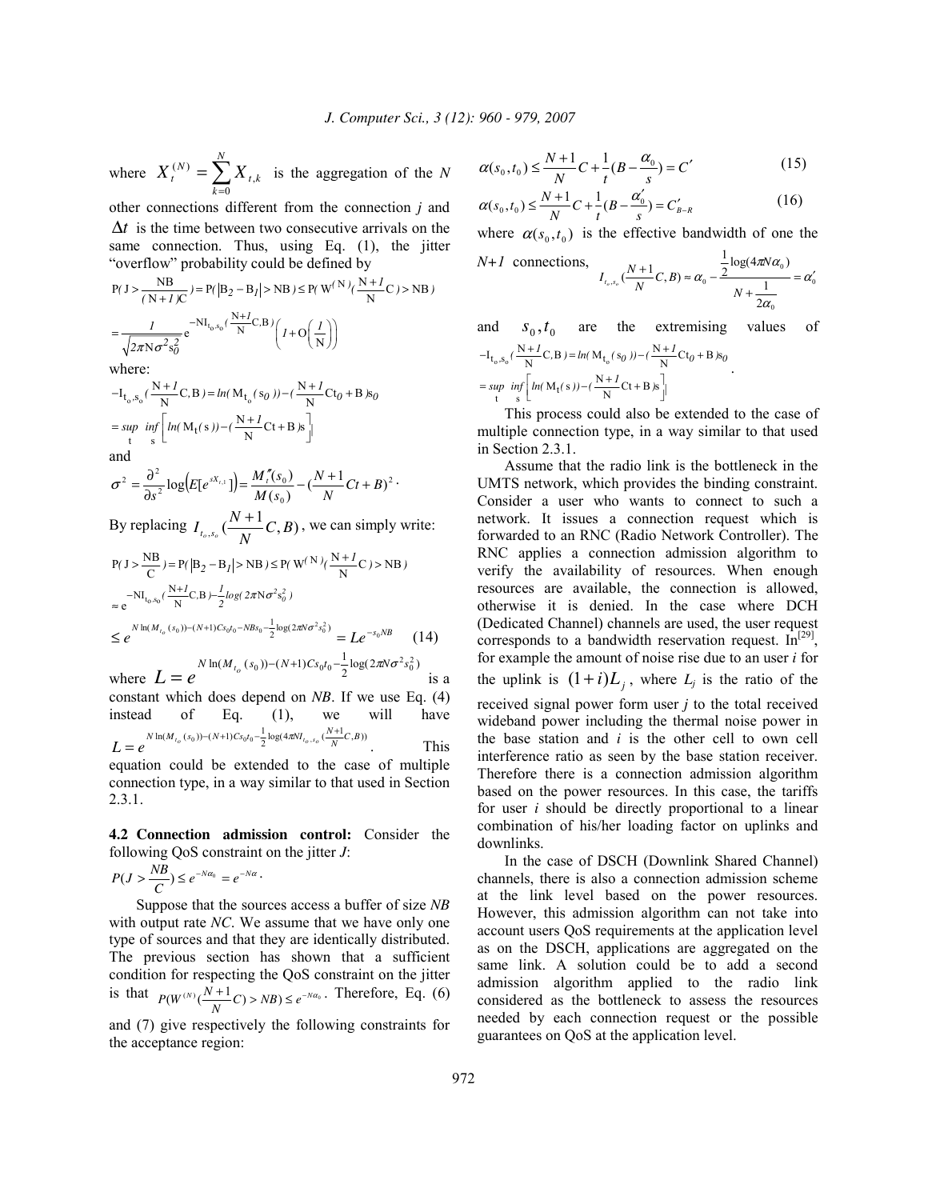where $X_t^{(N)} = \sum_{k=0}^{N} X_{t,k}$ is the aggregation of the $N$ other connections different from the connection $j$ and $\Delta t$ is the time between two consecutive arrivals on the same connection. Thus, using Eq. (1), the jitter "overflow" probability could be defined by

$$P(J > \frac{NB}{(N+1)C}) = P(|B_2 - B_1| > NB) \le P(W^{(N)}(\frac{N+1}{N}C) > NB)$$

$$= \frac{1}{\sqrt{2\pi N\sigma^2 s_0^2}} e^{-NI_{t_0,s_0}(\frac{N+1}{N}C,B)} \left(1 + O\left(\frac{1}{N}\right)\right)$$

where:

$$-I_{t_0,s_0}(\frac{N+1}{N}C,B) = ln(M_{t_0}(s_0)) - (\frac{N+1}{N}Ct_0 + B)s_0$$

$$= \sup_t \inf_s \left[ ln(M_t(s)) - (\frac{N+1}{N}Ct + B)s \right]$$

and

$$\sigma^2 = \frac{\partial^2}{\partial s^2}\log\left(E[e^{sX_{t,1}}]\right) = \frac{M_t''(s_0)}{M(s_0)} - (\frac{N+1}{N}Ct + B)^2 \cdot$$

By replacing $I_{t_o,s_o}(\frac{N+1}{N}C,B)$, we can simply write:

$$P(J > \frac{NB}{C}) = P(|B_2 - B_1| > NB) \le P(W^{(N)}(\frac{N+1}{N}C) > NB)$$

$$\approx e^{-NI_{t_0,s_0}(\frac{N+1}{N}C,B) - \frac{1}{2}log(2\pi N\sigma^2 s_0^2)}$$

$$\le e^{N\ln(M_{t_o}(s_0)) - (N+1)Cs_0t_0 - NBs_0 - \frac{1}{2}\log(2\pi N\sigma^2 s_0^2)} = Le^{-s_0 NB} \quad (14)$$

where $L = e^{N\ln(M_{t_o}(s_0)) - (N+1)Cs_0t_0 - \frac{1}{2}\log(2\pi N\sigma^2 s_0^2)}$ is a constant which does depend on $NB$. If we use Eq. (4) instead of Eq. (1), we will have $L = e^{N\ln(M_{t_o}(s_0)) - (N+1)Cs_0t_0 - \frac{1}{2}\log(4\pi NI_{t_o,s_o}(\frac{N+1}{N}C,B))}$. This equation could be extended to the case of multiple connection type, in a way similar to that used in Section 2.3.1.

**4.2 Connection admission control:** Consider the following QoS constraint on the jitter $J$:

$$P(J > \frac{NB}{C}) \le e^{-N\alpha_0} = e^{-N\alpha}.$$

Suppose that the sources access a buffer of size $NB$ with output rate $NC$. We assume that we have only one type of sources and that they are identically distributed. The previous section has shown that a sufficient condition for respecting the QoS constraint on the jitter is that $P(W^{(N)}(\frac{N+1}{N}C) > NB) \le e^{-N\alpha_0}$. Therefore, Eq. (6) and (7) give respectively the following constraints for the acceptance region:

$$\alpha(s_0,t_0) \le \frac{N+1}{N}C + \frac{1}{t}(B - \frac{\alpha_0}{s}) = C' \quad (15)$$

$$\alpha(s_0,t_0) \le \frac{N+1}{N}C + \frac{1}{t}(B - \frac{\alpha_0'}{s}) = C_{B-R}' \quad (16)$$

where $\alpha(s_0,t_0)$ is the effective bandwidth of one the $N+1$ connections, $I_{t_o,s_o}(\frac{N+1}{N}C,B) \approx \alpha_0 - \frac{\frac{1}{2}\log(4\pi N\alpha_0)}{N + \frac{1}{2\alpha_0}} = \alpha_0'$

and $s_0, t_0$ are the extremising values of

$$-I_{t_0,s_0}(\frac{N+1}{N}C,B) = ln(M_{t_0}(s_0)) - (\frac{N+1}{N}Ct_0 + B)s_0$$

$$= \sup_t \inf_s \left[ ln(M_t(s)) - (\frac{N+1}{N}Ct + B)s \right].$$

This process could also be extended to the case of multiple connection type, in a way similar to that used in Section 2.3.1.

Assume that the radio link is the bottleneck in the UMTS network, which provides the binding constraint. Consider a user who wants to connect to such a network. It issues a connection request which is forwarded to an RNC (Radio Network Controller). The RNC applies a connection admission algorithm to verify the availability of resources. When enough resources are available, the connection is allowed, otherwise it is denied. In the case where DCH (Dedicated Channel) channels are used, the user request corresponds to a bandwidth reservation request. In[29], for example the amount of noise rise due to an user $i$ for the uplink is $(1+i)L_j$, where $L_j$ is the ratio of the received signal power form user $j$ to the total received wideband power including the thermal noise power in the base station and $i$ is the other cell to own cell interference ratio as seen by the base station receiver. Therefore there is a connection admission algorithm based on the power resources. In this case, the tariffs for user $i$ should be directly proportional to a linear combination of his/her loading factor on uplinks and downlinks.

In the case of DSCH (Downlink Shared Channel) channels, there is also a connection admission scheme at the link level based on the power resources. However, this admission algorithm can not take into account users QoS requirements at the application level as on the DSCH, applications are aggregated on the same link. A solution could be to add a second admission algorithm applied to the radio link considered as the bottleneck to assess the resources needed by each connection request or the possible guarantees on QoS at the application level.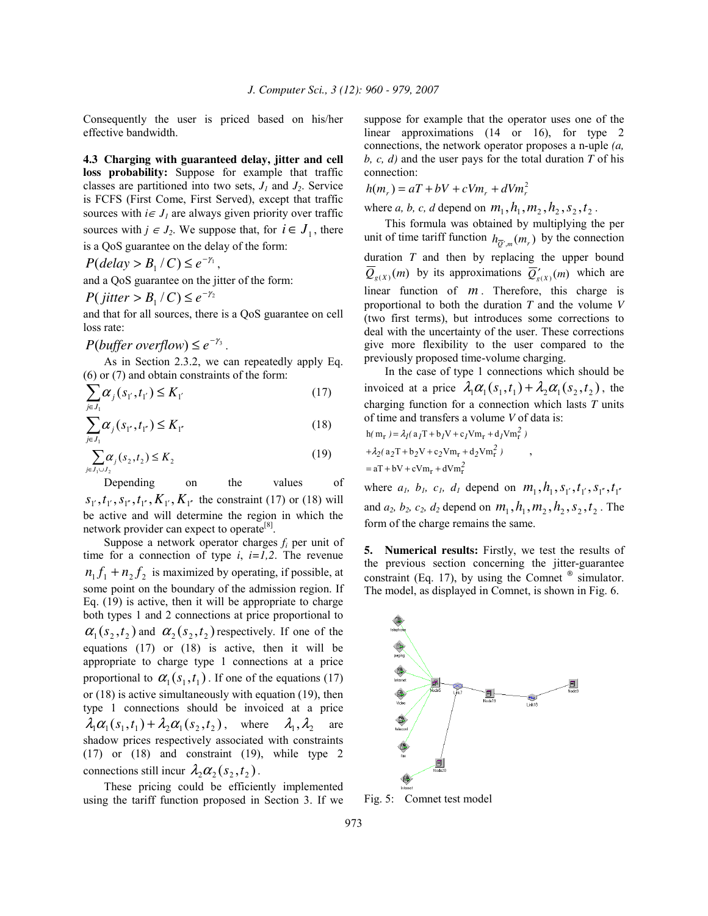Consequently the user is priced based on his/her effective bandwidth.

**4.3 Charging with guaranteed delay, jitter and cell loss probability:** Suppose for example that traffic classes are partitioned into two sets, $J_1$ and $J_2$. Service is FCFS (First Come, First Served), except that traffic sources with $i \in J_1$ are always given priority over traffic sources with $j \in J_2$. We suppose that, for $i \in J_1$, there is a QoS guarantee on the delay of the form:

$$P(delay > B_1 / C) \leq e^{-\gamma_1},$$

and a QoS guarantee on the jitter of the form:

$$P(jitter > B_1 / C) \leq e^{-\gamma_2}$$

and that for all sources, there is a QoS guarantee on cell loss rate:

$$P(buffer\ overflow) \leq e^{-\gamma_3}.$$

As in Section 2.3.2, we can repeatedly apply Eq. (6) or (7) and obtain constraints of the form:

$$\sum_{j \in J_1} \alpha_j(s_{1'}, t_{1'}) \leq K_{1'} \tag{17}$$

$$\sum_{j \in J_1} \alpha_j(s_{1''}, t_{1''}) \leq K_{1''} \tag{18}$$

$$\sum_{j \in J_1 \cup J_2} \alpha_j(s_2, t_2) \leq K_2 \tag{19}$$

Depending on the values of $s_{1'}, t_{1'}, s_{1''}, t_{1''}, K_{1'}, K_{1''}$ the constraint (17) or (18) will be active and will determine the region in which the network provider can expect to operate[8].

Suppose a network operator charges $f_i$ per unit of time for a connection of type $i$, $i=1,2$. The revenue $n_1 f_1 + n_2 f_2$ is maximized by operating, if possible, at some point on the boundary of the admission region. If Eq. (19) is active, then it will be appropriate to charge both types 1 and 2 connections at price proportional to $\alpha_1(s_2, t_2)$ and $\alpha_2(s_2, t_2)$ respectively. If one of the equations (17) or (18) is active, then it will be appropriate to charge type 1 connections at a price proportional to $\alpha_1(s_1, t_1)$. If one of the equations (17) or (18) is active simultaneously with equation (19), then type 1 connections should be invoiced at a price $\lambda_1 \alpha_1(s_1, t_1) + \lambda_2 \alpha_1(s_2, t_2)$, where $\lambda_1, \lambda_2$ are shadow prices respectively associated with constraints (17) or (18) and constraint (19), while type 2 connections still incur $\lambda_2 \alpha_2(s_2, t_2)$.

These pricing could be efficiently implemented using the tariff function proposed in Section 3. If we suppose for example that the operator uses one of the linear approximations (14 or 16), for type 2 connections, the network operator proposes a n-uple *(a, b, c, d)* and the user pays for the total duration $T$ of his connection:

$$h(m_r) = aT + bV + cVm_r + dVm_r^2$$

where *a, b, c, d* depend on $m_1, h_1, m_2, h_2, s_2, t_2$.

This formula was obtained by multiplying the per unit of time tariff function $h_{\overline{Q}',m}(m_r)$ by the connection duration $T$ and then by replacing the upper bound $\overline{Q}_{g(X)}(m)$ by its approximations $\overline{Q}'_{g(X)}(m)$ which are linear function of $m$. Therefore, this charge is proportional to both the duration $T$ and the volume $V$ (two first terms), but introduces some corrections to deal with the uncertainty of the user. These corrections give more flexibility to the user compared to the previously proposed time-volume charging.

In the case of type 1 connections which should be invoiced at a price $\lambda_1 \alpha_1(s_1, t_1) + \lambda_2 \alpha_1(s_2, t_2)$, the charging function for a connection which lasts $T$ units of time and transfers a volume $V$ of data is:

$$\begin{aligned} h(m_r) &= \lambda_1(a_1 T + b_1 V + c_1 V m_r + d_1 V m_r^2) \\ &+ \lambda_2(a_2 T + b_2 V + c_2 V m_r + d_2 V m_r^2) \\ &= aT + bV + cVm_r + dVm_r^2 \end{aligned},$$

where $a_1$, $b_1$, $c_1$, $d_1$ depend on $m_1, h_1, s_{1'}, t_{1'}, s_{1''}, t_{1''}$ and $a_2$, $b_2$, $c_2$, $d_2$ depend on $m_1, h_1, m_2, h_2, s_2, t_2$. The form of the charge remains the same.

**5. Numerical results:** Firstly, we test the results of the previous section concerning the jitter-guarantee constraint (Eq. 17), by using the Comnet ® simulator. The model, as displayed in Comnet, is shown in Fig. 6.

telephone
paging
Internet
Video
teleconf
fax
Node6
Link7
Node19
Link18
Node9
Node20
Internet

Fig. 5: Comnet test model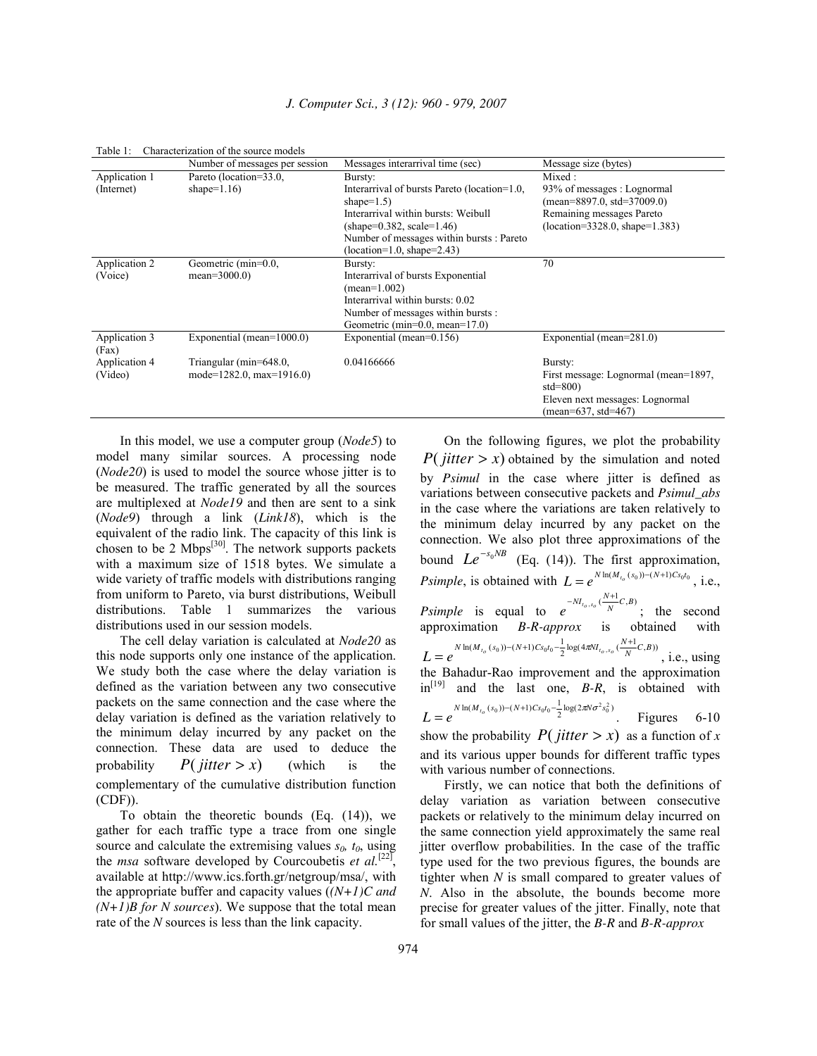Table 1: Characterization of the source models

| | Number of messages per session | Messages interarrival time (sec) | Message size (bytes) |
|---|---|---|---|
| Application 1 (Internet) | Pareto (location=33.0, shape=1.16) | Bursty: Interarrival of bursts Pareto (location=1.0, shape=1.5) Interarrival within bursts: Weibull (shape=0.382, scale=1.46) Number of messages within bursts : Pareto (location=1.0, shape=2.43) | Mixed : 93% of messages : Lognormal (mean=8897.0, std=37009.0) Remaining messages Pareto (location=3328.0, shape=1.383) |
| Application 2 (Voice) | Geometric (min=0.0, mean=3000.0) | Bursty: Interarrival of bursts Exponential (mean=1.002) Interarrival within bursts: 0.02 Number of messages within bursts : Geometric (min=0.0, mean=17.0) | 70 |
| Application 3 (Fax) | Exponential (mean=1000.0) | Exponential (mean=0.156) | Exponential (mean=281.0) |
| Application 4 (Video) | Triangular (min=648.0, mode=1282.0, max=1916.0) | 0.04166666 | Bursty: First message: Lognormal (mean=1897, std=800) Eleven next messages: Lognormal (mean=637, std=467) |

In this model, we use a computer group (*Node5*) to model many similar sources. A processing node (*Node20*) is used to model the source whose jitter is to be measured. The traffic generated by all the sources are multiplexed at *Node19* and then are sent to a sink (*Node9*) through a link (*Link18*), which is the equivalent of the radio link. The capacity of this link is chosen to be 2 Mbps[30]. The network supports packets with a maximum size of 1518 bytes. We simulate a wide variety of traffic models with distributions ranging from uniform to Pareto, via burst distributions, Weibull distributions. Table 1 summarizes the various distributions used in our session models.

The cell delay variation is calculated at *Node20* as this node supports only one instance of the application. We study both the case where the delay variation is defined as the variation between any two consecutive packets on the same connection and the case where the delay variation is defined as the variation relatively to the minimum delay incurred by any packet on the connection. These data are used to deduce the probability $P(jitter > x)$ (which is the complementary of the cumulative distribution function (CDF)).

To obtain the theoretic bounds (Eq. (14)), we gather for each traffic type a trace from one single source and calculate the extremising values $s_0$, $t_0$, using the *msa* software developed by Courcoubetis *et al.*[22], available at http://www.ics.forth.gr/netgroup/msa/, with the appropriate buffer and capacity values (*(N+1)C and (N+1)B for N sources*). We suppose that the total mean rate of the *N* sources is less than the link capacity.

On the following figures, we plot the probability $P(jitter > x)$ obtained by the simulation and noted by *Psimul* in the case where jitter is defined as variations between consecutive packets and *Psimul_abs* in the case where the variations are taken relatively to the minimum delay incurred by any packet on the connection. We also plot three approximations of the bound $Le^{-s_0NB}$ (Eq. (14)). The first approximation, *Psimple*, is obtained with $L = e^{N\ln(M_{t_0}(s_0))-(N+1)Cs_0t_0}$, i.e., *Psimple* is equal to $e^{-NI_{t_0,s_0}(\frac{N+1}{N}C,B)}$; the second approximation *B-R-approx* is obtained with $L = e^{N\ln(M_{t_0}(s_0))-(N+1)Cs_0t_0-\frac{1}{2}\log(4\pi NI_{t_0,s_0}(\frac{N+1}{N}C,B))}$, i.e., using the Bahadur-Rao improvement and the approximation in[19] and the last one, *B-R*, is obtained with $L = e^{N\ln(M_{t_0}(s_0))-(N+1)Cs_0t_0-\frac{1}{2}\log(2\pi N\sigma^2 s_0^2)}$. Figures 6-10 show the probability $P(jitter > x)$ as a function of *x* and its various upper bounds for different traffic types with various number of connections.

Firstly, we can notice that both the definitions of delay variation as variation between consecutive packets or relatively to the minimum delay incurred on the same connection yield approximately the same real jitter overflow probabilities. In the case of the traffic type used for the two previous figures, the bounds are tighter when *N* is small compared to greater values of *N*. Also in the absolute, the bounds become more precise for greater values of the jitter. Finally, note that for small values of the jitter, the *B-R* and *B-R-approx*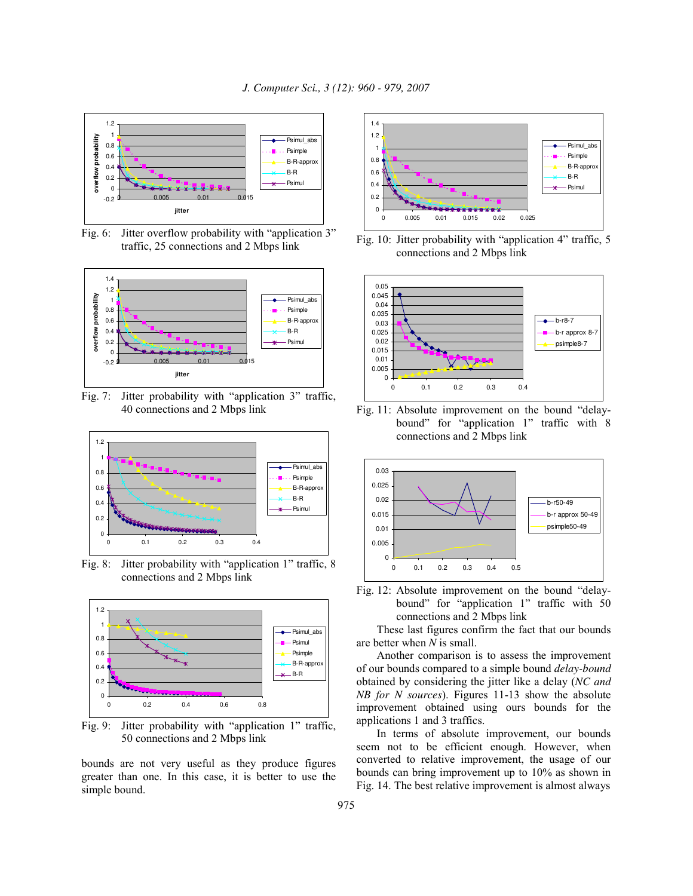overflow probability

1.2
1
0.8
0.6
0.4
0.2
0
-0.2
0
0.005
0.01
0.015

jitter

Psimul_abs
Psimple
B-R-approx
B-R
Psimul

Fig. 6: Jitter overflow probability with "application 3" traffic, 25 connections and 2 Mbps link

overflow probability

1.4
1.2
1
0.8
0.6
0.4
0.2
0
-0.2
0
0.005
0.01
0.015

jitter

Psimul_abs
Psimple
B-R-approx
B-R
Psimul

Fig. 7: Jitter probability with "application 3" traffic, 40 connections and 2 Mbps link

1.2
1
0.8
0.6
0.4
0.2
0
0
0.1
0.2
0.3
0.4

Psimul_abs
Psimple
B-R-approx
B-R
Psimul

Fig. 8: Jitter probability with "application 1" traffic, 8 connections and 2 Mbps link

1.2
1
0.8
0.6
0.4
0.2
0
0
0.2
0.4
0.6
0.8

Psimul_abs
Psimul
Psimple
B-R-approx
B-R

Fig. 9: Jitter probability with "application 1" traffic, 50 connections and 2 Mbps link

bounds are not very useful as they produce figures greater than one. In this case, it is better to use the simple bound.

1.4
1.2
1
0.8
0.6
0.4
0.2
0
0
0.005
0.01
0.015
0.02
0.025

Psimul_abs
Psimple
B-R-approx
B-R
Psimul

Fig. 10: Jitter probability with "application 4" traffic, 5 connections and 2 Mbps link

0.05
0.045
0.04
0.035
0.03
0.025
0.02
0.015
0.01
0.005
0
0
0.1
0.2
0.3
0.4

b-r8-7
b-r approx 8-7
psimple8-7

Fig. 11: Absolute improvement on the bound "delay-bound" for "application 1" traffic with 8 connections and 2 Mbps link

0.03
0.025
0.02
0.015
0.01
0.005
0
0
0.1
0.2
0.3
0.4
0.5

b-r50-49
b-r approx 50-49
psimple50-49

Fig. 12: Absolute improvement on the bound "delay-bound" for "application 1" traffic with 50 connections and 2 Mbps link

These last figures confirm the fact that our bounds are better when $N$ is small.

Another comparison is to assess the improvement of our bounds compared to a simple bound *delay-bound* obtained by considering the jitter like a delay (*NC and NB for N sources*). Figures 11-13 show the absolute improvement obtained using ours bounds for the applications 1 and 3 traffics.

In terms of absolute improvement, our bounds seem not to be efficient enough. However, when converted to relative improvement, the usage of our bounds can bring improvement up to 10% as shown in Fig. 14. The best relative improvement is almost always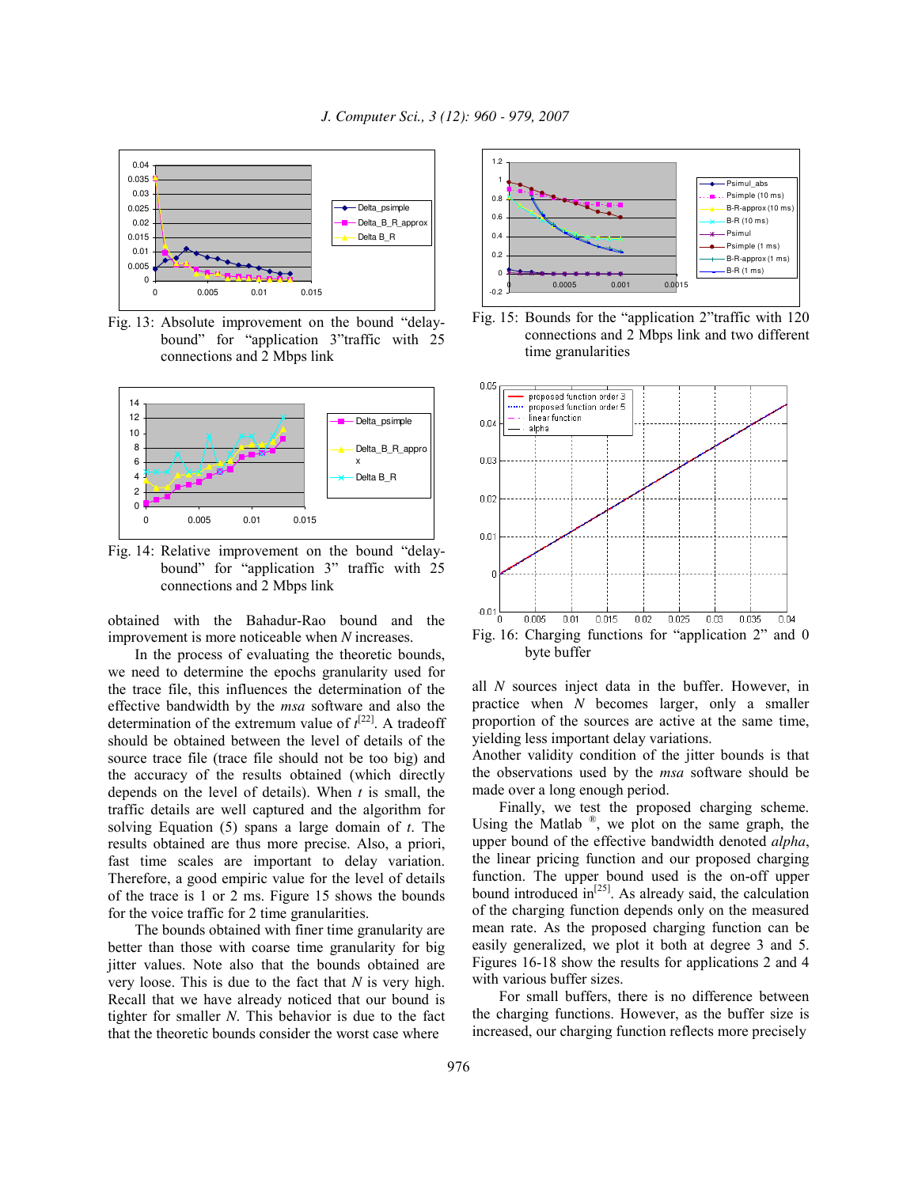0.04
0.035
0.03
0.025
0.02
0.015
0.01
0.005
0
0 0.005 0.01 0.015

Delta_psimple
Delta_B_R_approx
Delta B_R

Fig. 13: Absolute improvement on the bound "delay-bound" for "application 3"traffic with 25 connections and 2 Mbps link

14
12
10
8
6
4
2
0
0 0.005 0.01 0.015

Delta_psimple
Delta_B_R_approx
Delta B_R

Fig. 14: Relative improvement on the bound "delay-bound" for "application 3" traffic with 25 connections and 2 Mbps link

obtained with the Bahadur-Rao bound and the improvement is more noticeable when $N$ increases.

In the process of evaluating the theoretic bounds, we need to determine the epochs granularity used for the trace file, this influences the determination of the effective bandwidth by the *msa* software and also the determination of the extremum value of $t$[22]. A tradeoff should be obtained between the level of details of the source trace file (trace file should not be too big) and the accuracy of the results obtained (which directly depends on the level of details). When $t$ is small, the traffic details are well captured and the algorithm for solving Equation (5) spans a large domain of $t$. The results obtained are thus more precise. Also, a priori, fast time scales are important to delay variation. Therefore, a good empiric value for the level of details of the trace is 1 or 2 ms. Figure 15 shows the bounds for the voice traffic for 2 time granularities.

The bounds obtained with finer time granularity are better than those with coarse time granularity for big jitter values. Note also that the bounds obtained are very loose. This is due to the fact that $N$ is very high. Recall that we have already noticed that our bound is tighter for smaller $N$. This behavior is due to the fact that the theoretic bounds consider the worst case where

1.2
1
0.8
0.6
0.4
0.2
0
-0.2
0 0.0005 0.001 0.0015

Psimul_abs
Psimple (10 ms)
B-R-approx (10 ms)
B-R (10 ms)
Psimul
Psimple (1 ms)
B-R-approx (1 ms)
B-R (1 ms)

Fig. 15: Bounds for the "application 2"traffic with 120 connections and 2 Mbps link and two different time granularities

0.05
0.04
0.03
0.02
0.01
0
-0.01
0 0.005 0.01 0.015 0.02 0.025 0.03 0.035 0.04

proposed function order 3
proposed function order 5
linear function
alpha

Fig. 16: Charging functions for "application 2" and 0 byte buffer

all $N$ sources inject data in the buffer. However, in practice when $N$ becomes larger, only a smaller proportion of the sources are active at the same time, yielding less important delay variations.

Another validity condition of the jitter bounds is that the observations used by the *msa* software should be made over a long enough period.

Finally, we test the proposed charging scheme. Using the Matlab ®, we plot on the same graph, the upper bound of the effective bandwidth denoted *alpha*, the linear pricing function and our proposed charging function. The upper bound used is the on-off upper bound introduced in[25]. As already said, the calculation of the charging function depends only on the measured mean rate. As the proposed charging function can be easily generalized, we plot it both at degree 3 and 5. Figures 16-18 show the results for applications 2 and 4 with various buffer sizes.

For small buffers, there is no difference between the charging functions. However, as the buffer size is increased, our charging function reflects more precisely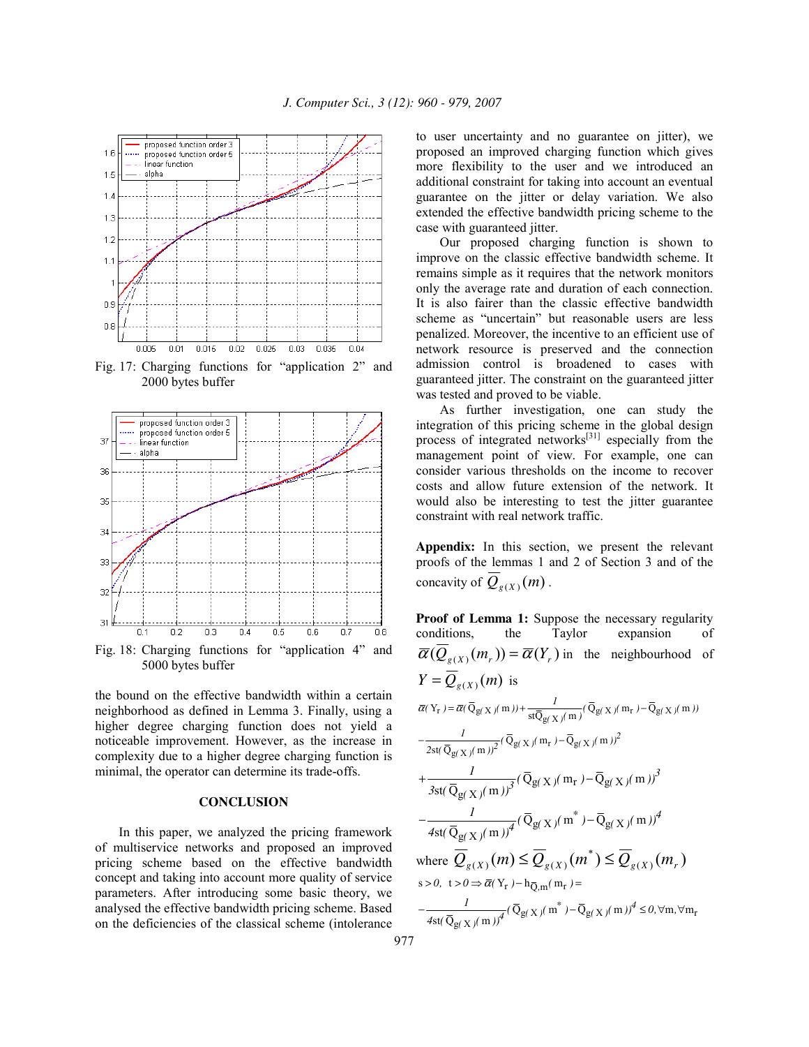proposed function order 3
proposed function order 5
linear function
alpha

1.6
1.5
1.4
1.3
1.2
1.1
1
0.9
0.8

0.005 0.01 0.015 0.02 0.025 0.03 0.035 0.04

Fig. 17: Charging functions for "application 2" and 2000 bytes buffer

proposed function order 3
proposed function order 5
linear function
alpha

37
36
35
34
33
32
31

0.1 0.2 0.3 0.4 0.5 0.6 0.7 0.8

Fig. 18: Charging functions for "application 4" and 5000 bytes buffer

the bound on the effective bandwidth within a certain neighborhood as defined in Lemma 3. Finally, using a higher degree charging function does not yield a noticeable improvement. However, as the increase in complexity due to a higher degree charging function is minimal, the operator can determine its trade-offs.

## CONCLUSION

In this paper, we analyzed the pricing framework of multiservice networks and proposed an improved pricing scheme based on the effective bandwidth concept and taking into account more quality of service parameters. After introducing some basic theory, we analysed the effective bandwidth pricing scheme. Based on the deficiencies of the classical scheme (intolerance to user uncertainty and no guarantee on jitter), we proposed an improved charging function which gives more flexibility to the user and we introduced an additional constraint for taking into account an eventual guarantee on the jitter or delay variation. We also extended the effective bandwidth pricing scheme to the case with guaranteed jitter.

Our proposed charging function is shown to improve on the classic effective bandwidth scheme. It remains simple as it requires that the network monitors only the average rate and duration of each connection. It is also fairer than the classic effective bandwidth scheme as "uncertain" but reasonable users are less penalized. Moreover, the incentive to an efficient use of network resource is preserved and the connection admission control is broadened to cases with guaranteed jitter. The constraint on the guaranteed jitter was tested and proved to be viable.

As further investigation, one can study the integration of this pricing scheme in the global design process of integrated networks[31] especially from the management point of view. For example, one can consider various thresholds on the income to recover costs and allow future extension of the network. It would also be interesting to test the jitter guarantee constraint with real network traffic.

**Appendix:** In this section, we present the relevant proofs of the lemmas 1 and 2 of Section 3 and of the concavity of $\overline{Q}_{g(X)}(m)$.

**Proof of Lemma 1:** Suppose the necessary regularity conditions, the Taylor expansion of $\overline{\alpha}(\overline{Q}_{g(X)}(m_r)) = \overline{\alpha}(Y_r)$ in the neighbourhood of $Y = \overline{Q}_{g(X)}(m)$ is

$$\overline{\alpha}(Y_r) = \overline{\alpha}(\overline{Q}_{g(X)}(m)) + \frac{1}{st\overline{Q}_{g(X)}(m)}(\overline{Q}_{g(X)}(m_r) - \overline{Q}_{g(X)}(m))$$

$$-\frac{1}{2st(\overline{Q}_{g(X)}(m))^2}(\overline{Q}_{g(X)}(m_r) - \overline{Q}_{g(X)}(m))^2$$

$$+\frac{1}{3st(\overline{Q}_{g(X)}(m))^3}(\overline{Q}_{g(X)}(m_r) - \overline{Q}_{g(X)}(m))^3$$

$$-\frac{1}{4st(\overline{Q}_{g(X)}(m))^4}(\overline{Q}_{g(X)}(m^*) - \overline{Q}_{g(X)}(m))^4$$

where $\overline{Q}_{g(X)}(m) \le \overline{Q}_{g(X)}(m^*) \le \overline{Q}_{g(X)}(m_r)$

$$s > 0,\ t > 0 \Rightarrow \overline{\alpha}(Y_r) - h_{\overline{Q},m}(m_r) =$$

$$-\frac{1}{4st(\overline{Q}_{g(X)}(m))^4}(\overline{Q}_{g(X)}(m^*) - \overline{Q}_{g(X)}(m))^4 \le 0, \forall m, \forall m_r$$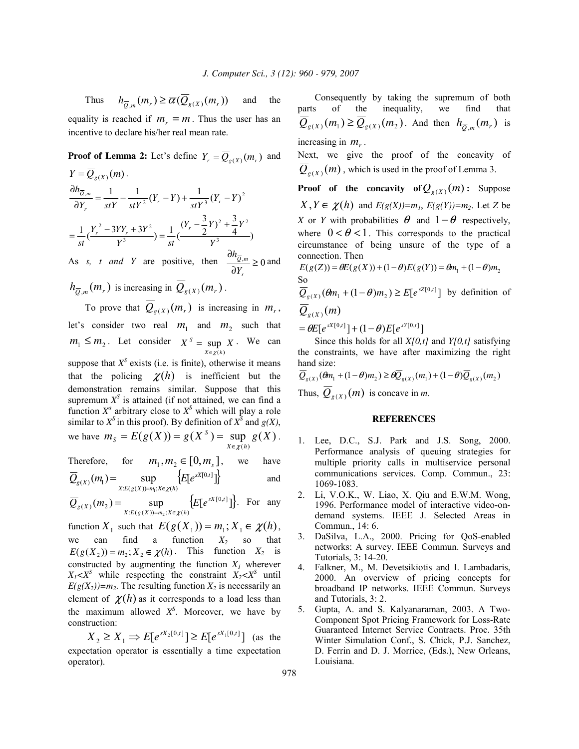Thus $h_{\overline{Q},m}(m_r) \geq \overline{\alpha}(\overline{Q}_{g(X)}(m_r))$ and the equality is reached if $m_r = m$. Thus the user has an incentive to declare his/her real mean rate.

**Proof of Lemma 2:** Let's define $Y_r = \overline{Q}_{g(X)}(m_r)$ and $Y = \overline{Q}_{g(X)}(m)$.

$$\frac{\partial h_{\overline{Q},m}}{\partial Y_r} = \frac{1}{stY} - \frac{1}{stY^2}(Y_r - Y) + \frac{1}{stY^3}(Y_r - Y)^2$$

$$= \frac{1}{st}\left(\frac{Y_r^{\,2} - 3YY_r + 3Y^2}{Y^3}\right) = \frac{1}{st}\left(\frac{(Y_r - \frac{3}{2}Y)^2 + \frac{3}{4}Y^2}{Y^3}\right)$$

As *s, t and Y* are positive, then $\frac{\partial h_{\overline{Q},m}}{\partial Y_r} \geq 0$ and $h_{\overline{Q},m}(m_r)$ is increasing in $\overline{Q}_{g(X)}(m_r)$.

To prove that $\overline{Q}_{g(X)}(m_r)$ is increasing in $m_r$, let's consider two real $m_1$ and $m_2$ such that $m_1 \leq m_2$. Let consider $X^S = \sup_{X \in \chi(h)} X$. We can suppose that $X^S$ exists (i.e. is finite), otherwise it means that the policing $\chi(h)$ is inefficient but the demonstration remains similar. Suppose that this supremum $X^S$ is attained (if not attained, we can find a function $X^a$ arbitrary close to $X^S$ which will play a role similar to $X^S$ in this proof). By definition of $X^S$ and *g(X)*, we have $m_S = E(g(X)) = g(X^S) = \sup_{X \in \chi(h)} g(X)$.

Therefore, for $m_1, m_2 \in [0, m_s]$, we have $\overline{Q}_{g(X)}(m_1) = \sup_{X:E(g(X))=m_1; X \in \chi(h)} \{E[e^{sX[0,t]}]\}$ and $\overline{Q}_{g(X)}(m_2) = \sup_{X:E(g(X))=m_2; X \in \chi(h)} \{E[e^{sX[0,t]}]\}$. For any function $X_1$ such that $E(g(X_1)) = m_1; X_1 \in \chi(h)$, we can find a function $X_2$ so that $E(g(X_2)) = m_2; X_2 \in \chi(h)$. This function $X_2$ is constructed by augmenting the function $X_1$ wherever $X_1 < X^S$ while respecting the constraint $X_2 < X^S$ until $E(g(X_2)) = m_2$. The resulting function $X_2$ is necessarily an element of $\chi(h)$ as it corresponds to a load less than the maximum allowed $X^S$. Moreover, we have by construction:

$X_2 \geq X_1 \Rightarrow E[e^{sX_2[0,t]}] \geq E[e^{sX_1[0,t]}]$ (as the expectation operator is essentially a time expectation operator).

Consequently by taking the supremum of both parts of the inequality, we find that $\overline{Q}_{g(X)}(m_1) \geq \overline{Q}_{g(X)}(m_2)$. And then $h_{\overline{Q},m}(m_r)$ is increasing in $m_r$.

Next, we give the proof of the concavity of $\overline{Q}_{g(X)}(m)$, which is used in the proof of Lemma 3.

**Proof of the concavity of $\overline{Q}_{g(X)}(m)$:** Suppose $X, Y \in \chi(h)$ and $E(g(X)) = m_1$, $E(g(Y)) = m_2$. Let *Z* be *X* or *Y* with probabilities $\theta$ and $1-\theta$ respectively, where $0 < \theta < 1$. This corresponds to the practical circumstance of being unsure of the type of a connection. Then

$E(g(Z)) = \theta E(g(X)) + (1-\theta)E(g(Y)) = \theta m_1 + (1-\theta)m_2$

So

$\overline{Q}_{g(X)}(\theta m_1 + (1-\theta)m_2) \geq E[e^{sZ[0,t]}]$ by definition of $\overline{Q}_{g(X)}(m)$

$= \theta E[e^{sX[0,t]}] + (1-\theta)E[e^{sY[0,t]}]$

Since this holds for all *X[0,t]* and *Y[0,t]* satisfying the constraints, we have after maximizing the right hand size:

$\overline{Q}_{g(X)}(\theta m_1 + (1-\theta)m_2) \geq \theta \overline{Q}_{g(X)}(m_1) + (1-\theta)\overline{Q}_{g(X)}(m_2)$

Thus, $\overline{Q}_{g(X)}(m)$ is concave in *m*.

## REFERENCES

1. Lee, D.C., S.J. Park and J.S. Song, 2000. Performance analysis of queuing strategies for multiple priority calls in multiservice personal communications services. Comp. Commun., 23: 1069-1083.
2. Li, V.O.K., W. Liao, X. Qiu and E.W.M. Wong, 1996. Performance model of interactive video-on-demand systems. IEEE J. Selected Areas in Commun., 14: 6.
3. DaSilva, L.A., 2000. Pricing for QoS-enabled networks: A survey. IEEE Commun. Surveys and Tutorials, 3: 14-20.
4. Falkner, M., M. Devetsikiotis and I. Lambadaris, 2000. An overview of pricing concepts for broadband IP networks. IEEE Commun. Surveys and Tutorials, 3: 2.
5. Gupta, A. and S. Kalyanaraman, 2003. A Two-Component Spot Pricing Framework for Loss-Rate Guaranteed Internet Service Contracts. Proc. 35th Winter Simulation Conf., S. Chick, P.J. Sanchez, D. Ferrin and D. J. Morrice, (Eds.), New Orleans, Louisiana.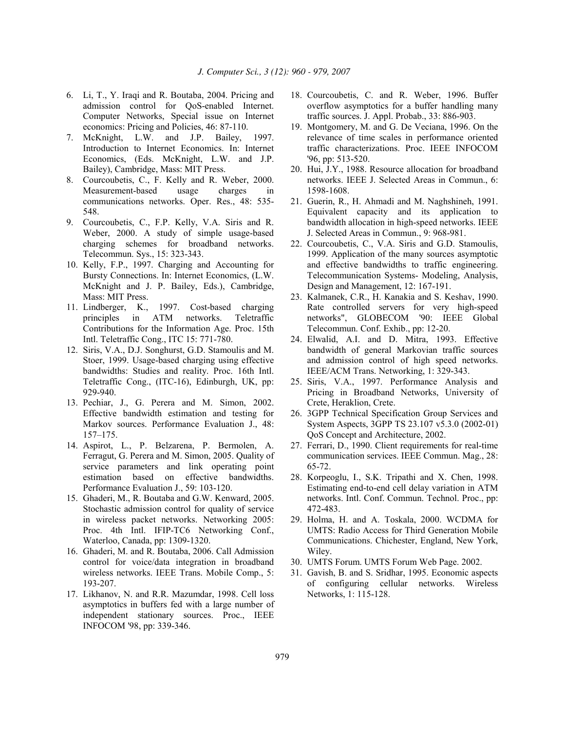6. Li, T., Y. Iraqi and R. Boutaba, 2004. Pricing and admission control for QoS-enabled Internet. Computer Networks, Special issue on Internet economics: Pricing and Policies, 46: 87-110.
7. McKnight, L.W. and J.P. Bailey, 1997. Introduction to Internet Economics. In: Internet Economics, (Eds. McKnight, L.W. and J.P. Bailey), Cambridge, Mass: MIT Press.
8. Courcoubetis, C., F. Kelly and R. Weber, 2000. Measurement-based usage charges in communications networks. Oper. Res., 48: 535-548.
9. Courcoubetis, C., F.P. Kelly, V.A. Siris and R. Weber, 2000. A study of simple usage-based charging schemes for broadband networks. Telecommun. Sys., 15: 323-343.
10. Kelly, F.P., 1997. Charging and Accounting for Bursty Connections. In: Internet Economics, (L.W. McKnight and J. P. Bailey, Eds.), Cambridge, Mass: MIT Press.
11. Lindberger, K., 1997. Cost-based charging principles in ATM networks. Teletraffic Contributions for the Information Age. Proc. 15th Intl. Teletraffic Cong., ITC 15: 771-780.
12. Siris, V.A., D.J. Songhurst, G.D. Stamoulis and M. Stoer, 1999. Usage-based charging using effective bandwidths: Studies and reality. Proc. 16th Intl. Teletraffic Cong., (ITC-16), Edinburgh, UK, pp: 929-940.
13. Pechiar, J., G. Perera and M. Simon, 2002. Effective bandwidth estimation and testing for Markov sources. Performance Evaluation J., 48: 157–175.
14. Aspirot, L., P. Belzarena, P. Bermolen, A. Ferragut, G. Perera and M. Simon, 2005. Quality of service parameters and link operating point estimation based on effective bandwidths. Performance Evaluation J., 59: 103-120.
15. Ghaderi, M., R. Boutaba and G.W. Kenward, 2005. Stochastic admission control for quality of service in wireless packet networks. Networking 2005: Proc. 4th Intl. IFIP-TC6 Networking Conf., Waterloo, Canada, pp: 1309-1320.
16. Ghaderi, M. and R. Boutaba, 2006. Call Admission control for voice/data integration in broadband wireless networks. IEEE Trans. Mobile Comp., 5: 193-207.
17. Likhanov, N. and R.R. Mazumdar, 1998. Cell loss asymptotics in buffers fed with a large number of independent stationary sources. Proc., IEEE INFOCOM '98, pp: 339-346.
18. Courcoubetis, C. and R. Weber, 1996. Buffer overflow asymptotics for a buffer handling many traffic sources. J. Appl. Probab., 33: 886-903.
19. Montgomery, M. and G. De Veciana, 1996. On the relevance of time scales in performance oriented traffic characterizations. Proc. IEEE INFOCOM '96, pp: 513-520.
20. Hui, J.Y., 1988. Resource allocation for broadband networks. IEEE J. Selected Areas in Commun., 6: 1598-1608.
21. Guerin, R., H. Ahmadi and M. Naghshineh, 1991. Equivalent capacity and its application to bandwidth allocation in high-speed networks. IEEE J. Selected Areas in Commun., 9: 968-981.
22. Courcoubetis, C., V.A. Siris and G.D. Stamoulis, 1999. Application of the many sources asymptotic and effective bandwidths to traffic engineering. Telecommunication Systems- Modeling, Analysis, Design and Management, 12: 167-191.
23. Kalmanek, C.R., H. Kanakia and S. Keshav, 1990. Rate controlled servers for very high-speed networks", GLOBECOM '90: IEEE Global Telecommun. Conf. Exhib., pp: 12-20.
24. Elwalid, A.I. and D. Mitra, 1993. Effective bandwidth of general Markovian traffic sources and admission control of high speed networks. IEEE/ACM Trans. Networking, 1: 329-343.
25. Siris, V.A., 1997. Performance Analysis and Pricing in Broadband Networks, University of Crete, Heraklion, Crete.
26. 3GPP Technical Specification Group Services and System Aspects, 3GPP TS 23.107 v5.3.0 (2002-01) QoS Concept and Architecture, 2002.
27. Ferrari, D., 1990. Client requirements for real-time communication services. IEEE Commun. Mag., 28: 65-72.
28. Korpeoglu, I., S.K. Tripathi and X. Chen, 1998. Estimating end-to-end cell delay variation in ATM networks. Intl. Conf. Commun. Technol. Proc., pp: 472-483.
29. Holma, H. and A. Toskala, 2000. WCDMA for UMTS: Radio Access for Third Generation Mobile Communications. Chichester, England, New York, Wiley.
30. UMTS Forum. UMTS Forum Web Page. 2002.
31. Gavish, B. and S. Sridhar, 1995. Economic aspects of configuring cellular networks. Wireless Networks, 1: 115-128.